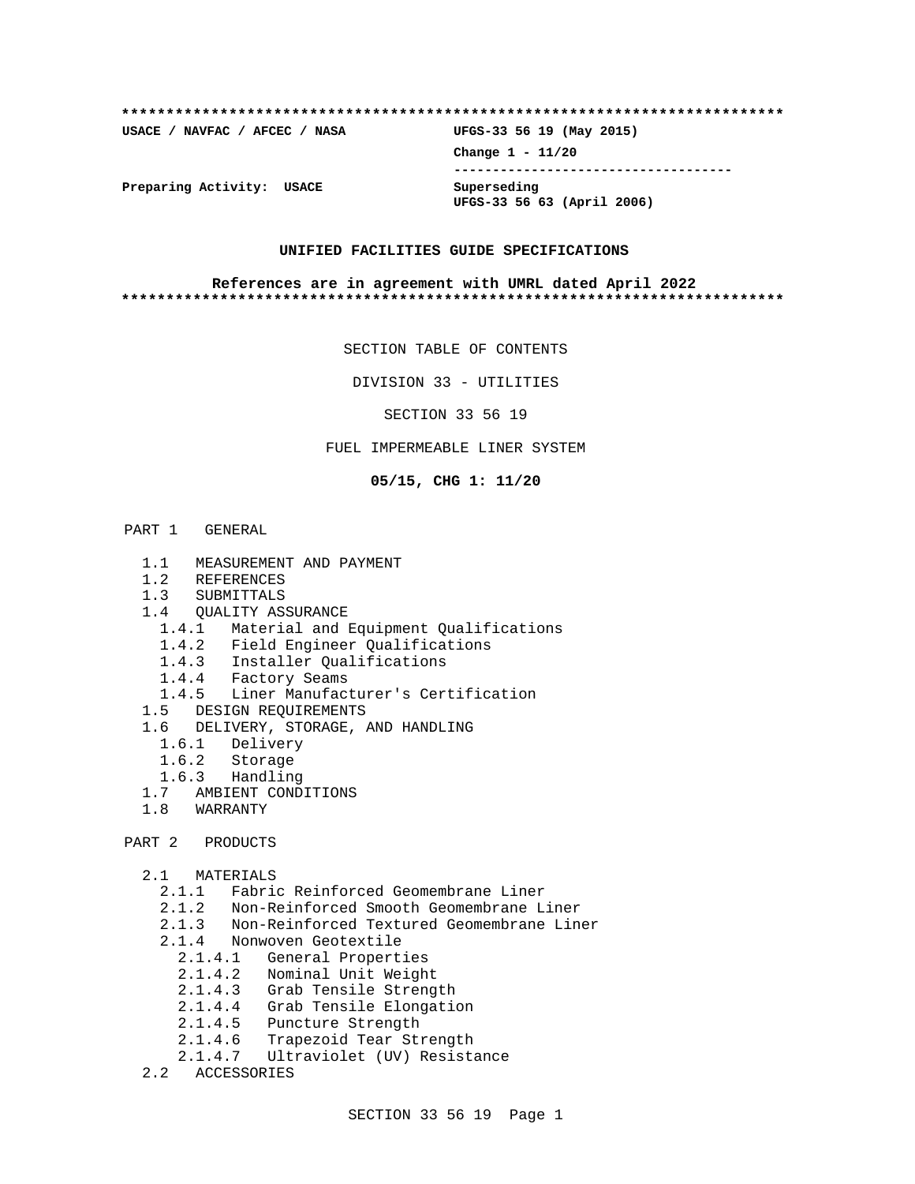**************************************************************************

USACE / NAVFAC / AFCEC / NASA　　　　　　UFGS-33 56 19 (May 2015)

Change 1 - 11/20

-----------------------------------

Preparing Activity: USACE　　　　　　　　Superseding
UFGS-33 56 63 (April 2006)

**UNIFIED FACILITIES GUIDE SPECIFICATIONS**

**References are in agreement with UMRL dated April 2022**

**************************************************************************

SECTION TABLE OF CONTENTS

DIVISION 33 - UTILITIES

SECTION 33 56 19

FUEL IMPERMEABLE LINER SYSTEM

**05/15, CHG 1: 11/20**

PART 1 GENERAL

- 1.1 MEASUREMENT AND PAYMENT
- 1.2 REFERENCES
- 1.3 SUBMITTALS
- 1.4 QUALITY ASSURANCE
  - 1.4.1 Material and Equipment Qualifications
  - 1.4.2 Field Engineer Qualifications
  - 1.4.3 Installer Qualifications
  - 1.4.4 Factory Seams
  - 1.4.5 Liner Manufacturer's Certification
- 1.5 DESIGN REQUIREMENTS
- 1.6 DELIVERY, STORAGE, AND HANDLING
  - 1.6.1 Delivery
  - 1.6.2 Storage
  - 1.6.3 Handling
- 1.7 AMBIENT CONDITIONS
- 1.8 WARRANTY

PART 2 PRODUCTS

- 2.1 MATERIALS
  - 2.1.1 Fabric Reinforced Geomembrane Liner
  - 2.1.2 Non-Reinforced Smooth Geomembrane Liner
  - 2.1.3 Non-Reinforced Textured Geomembrane Liner
  - 2.1.4 Nonwoven Geotextile
    - 2.1.4.1 General Properties
    - 2.1.4.2 Nominal Unit Weight
    - 2.1.4.3 Grab Tensile Strength
    - 2.1.4.4 Grab Tensile Elongation
    - 2.1.4.5 Puncture Strength
    - 2.1.4.6 Trapezoid Tear Strength
    - 2.1.4.7 Ultraviolet (UV) Resistance
- 2.2 ACCESSORIES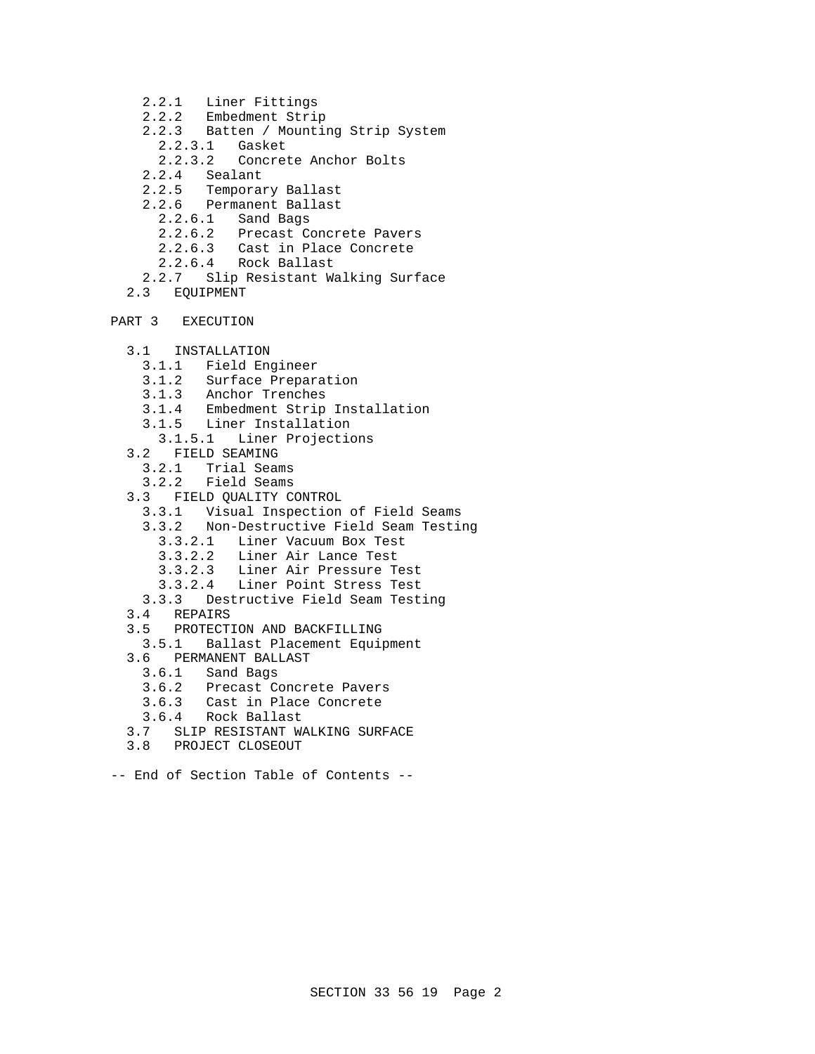2.2.1 Liner Fittings
2.2.2 Embedment Strip
2.2.3 Batten / Mounting Strip System
2.2.3.1 Gasket
2.2.3.2 Concrete Anchor Bolts
2.2.4 Sealant
2.2.5 Temporary Ballast
2.2.6 Permanent Ballast
2.2.6.1 Sand Bags
2.2.6.2 Precast Concrete Pavers
2.2.6.3 Cast in Place Concrete
2.2.6.4 Rock Ballast
2.2.7 Slip Resistant Walking Surface
2.3 EQUIPMENT

PART 3 EXECUTION

3.1 INSTALLATION
3.1.1 Field Engineer
3.1.2 Surface Preparation
3.1.3 Anchor Trenches
3.1.4 Embedment Strip Installation
3.1.5 Liner Installation
3.1.5.1 Liner Projections
3.2 FIELD SEAMING
3.2.1 Trial Seams
3.2.2 Field Seams
3.3 FIELD QUALITY CONTROL
3.3.1 Visual Inspection of Field Seams
3.3.2 Non-Destructive Field Seam Testing
3.3.2.1 Liner Vacuum Box Test
3.3.2.2 Liner Air Lance Test
3.3.2.3 Liner Air Pressure Test
3.3.2.4 Liner Point Stress Test
3.3.3 Destructive Field Seam Testing
3.4 REPAIRS
3.5 PROTECTION AND BACKFILLING
3.5.1 Ballast Placement Equipment
3.6 PERMANENT BALLAST
3.6.1 Sand Bags
3.6.2 Precast Concrete Pavers
3.6.3 Cast in Place Concrete
3.6.4 Rock Ballast
3.7 SLIP RESISTANT WALKING SURFACE
3.8 PROJECT CLOSEOUT

-- End of Section Table of Contents --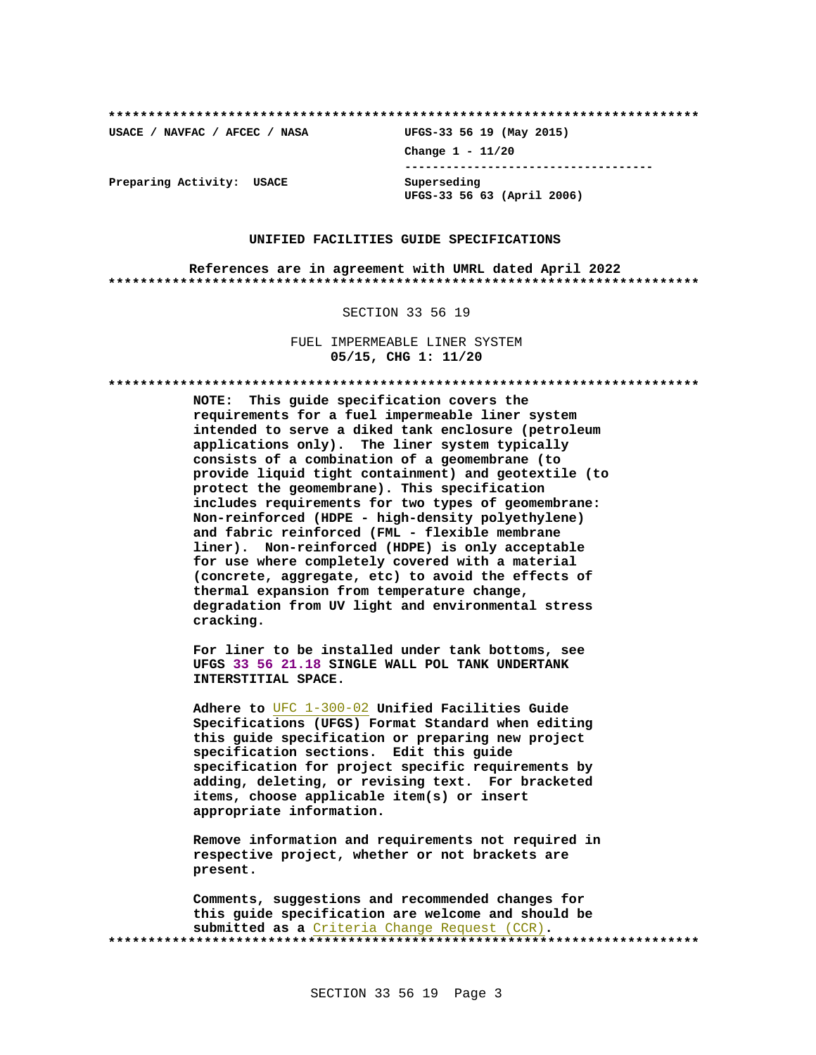**************************************************************************

USACE / NAVFAC / AFCEC / NASA　　　　　UFGS-33 56 19 (May 2015)

Change 1 - 11/20

-----------------------------------

Preparing Activity: USACE　　　　　　Superseding
UFGS-33 56 63 (April 2006)

**UNIFIED FACILITIES GUIDE SPECIFICATIONS**

**References are in agreement with UMRL dated April 2022**

**************************************************************************

SECTION 33 56 19

FUEL IMPERMEABLE LINER SYSTEM
**05/15, CHG 1: 11/20**

**************************************************************************

**NOTE: This guide specification covers the requirements for a fuel impermeable liner system intended to serve a diked tank enclosure (petroleum applications only). The liner system typically consists of a combination of a geomembrane (to provide liquid tight containment) and geotextile (to protect the geomembrane). This specification includes requirements for two types of geomembrane: Non-reinforced (HDPE - high-density polyethylene) and fabric reinforced (FML - flexible membrane liner). Non-reinforced (HDPE) is only acceptable for use where completely covered with a material (concrete, aggregate, etc) to avoid the effects of thermal expansion from temperature change, degradation from UV light and environmental stress cracking.**

**For liner to be installed under tank bottoms, see UFGS 33 56 21.18 SINGLE WALL POL TANK UNDERTANK INTERSTITIAL SPACE.**

**Adhere to UFC 1-300-02 Unified Facilities Guide Specifications (UFGS) Format Standard when editing this guide specification or preparing new project specification sections. Edit this guide specification for project specific requirements by adding, deleting, or revising text. For bracketed items, choose applicable item(s) or insert appropriate information.**

**Remove information and requirements not required in respective project, whether or not brackets are present.**

**Comments, suggestions and recommended changes for this guide specification are welcome and should be submitted as a Criteria Change Request (CCR).**

**************************************************************************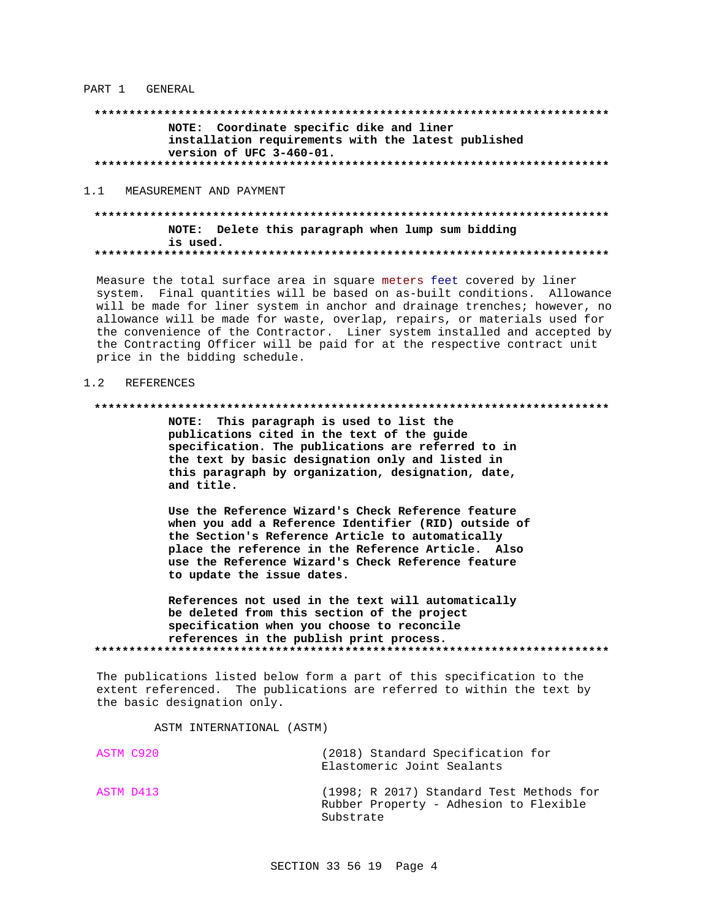PART 1 GENERAL

**************************************************************************

**NOTE: Coordinate specific dike and liner installation requirements with the latest published version of UFC 3-460-01.**

**************************************************************************

## 1.1 MEASUREMENT AND PAYMENT

**************************************************************************

**NOTE: Delete this paragraph when lump sum bidding is used.**

**************************************************************************

Measure the total surface area in square meters feet covered by liner system. Final quantities will be based on as-built conditions. Allowance will be made for liner system in anchor and drainage trenches; however, no allowance will be made for waste, overlap, repairs, or materials used for the convenience of the Contractor. Liner system installed and accepted by the Contracting Officer will be paid for at the respective contract unit price in the bidding schedule.

## 1.2 REFERENCES

**************************************************************************

**NOTE: This paragraph is used to list the publications cited in the text of the guide specification. The publications are referred to in the text by basic designation only and listed in this paragraph by organization, designation, date, and title.**

**Use the Reference Wizard's Check Reference feature when you add a Reference Identifier (RID) outside of the Section's Reference Article to automatically place the reference in the Reference Article. Also use the Reference Wizard's Check Reference feature to update the issue dates.**

**References not used in the text will automatically be deleted from this section of the project specification when you choose to reconcile references in the publish print process.**

**************************************************************************

The publications listed below form a part of this specification to the extent referenced. The publications are referred to within the text by the basic designation only.

ASTM INTERNATIONAL (ASTM)

| | |
|---|---|
| ASTM C920 | (2018) Standard Specification for Elastomeric Joint Sealants |
| ASTM D413 | (1998; R 2017) Standard Test Methods for Rubber Property - Adhesion to Flexible Substrate |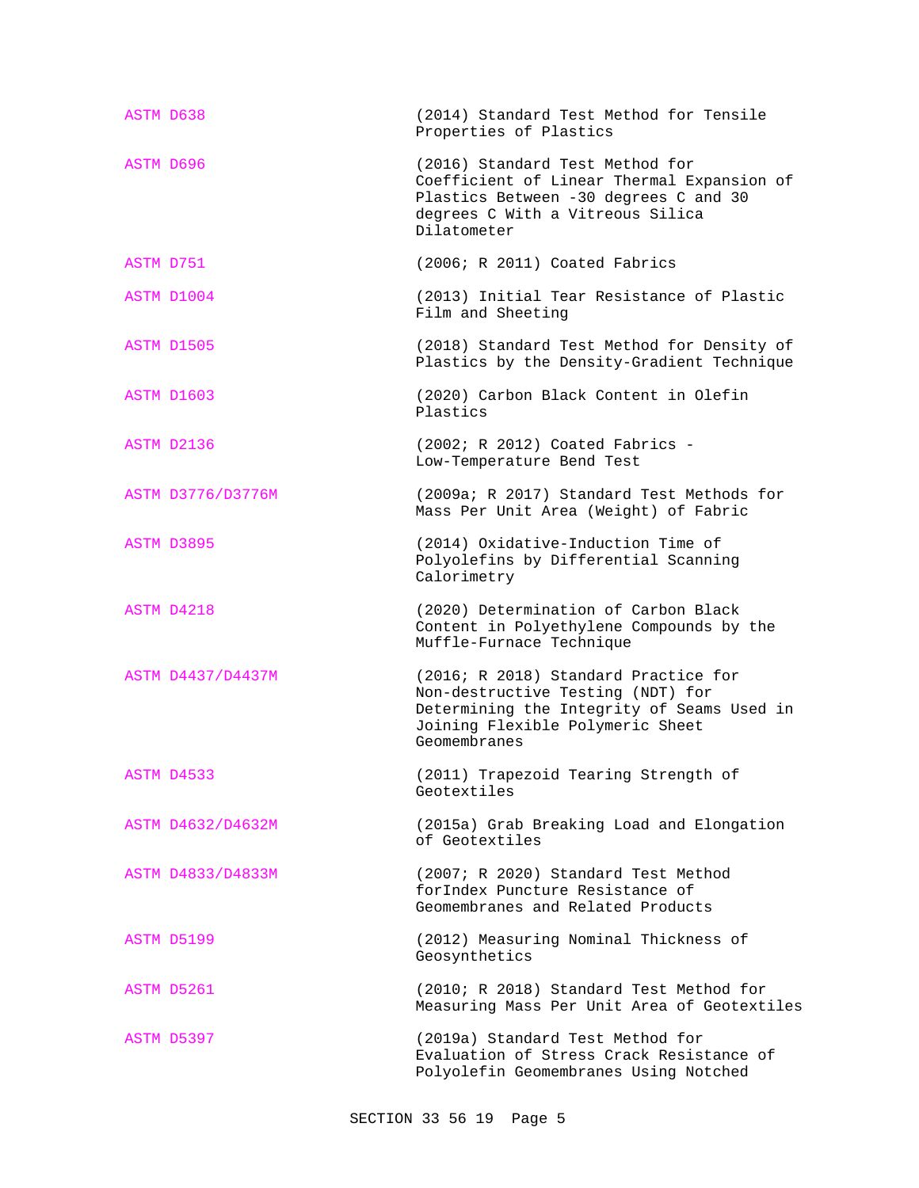| | |
|---|---|
| ASTM D638 | (2014) Standard Test Method for Tensile Properties of Plastics |
| ASTM D696 | (2016) Standard Test Method for Coefficient of Linear Thermal Expansion of Plastics Between -30 degrees C and 30 degrees C With a Vitreous Silica Dilatometer |
| ASTM D751 | (2006; R 2011) Coated Fabrics |
| ASTM D1004 | (2013) Initial Tear Resistance of Plastic Film and Sheeting |
| ASTM D1505 | (2018) Standard Test Method for Density of Plastics by the Density-Gradient Technique |
| ASTM D1603 | (2020) Carbon Black Content in Olefin Plastics |
| ASTM D2136 | (2002; R 2012) Coated Fabrics - Low-Temperature Bend Test |
| ASTM D3776/D3776M | (2009a; R 2017) Standard Test Methods for Mass Per Unit Area (Weight) of Fabric |
| ASTM D3895 | (2014) Oxidative-Induction Time of Polyolefins by Differential Scanning Calorimetry |
| ASTM D4218 | (2020) Determination of Carbon Black Content in Polyethylene Compounds by the Muffle-Furnace Technique |
| ASTM D4437/D4437M | (2016; R 2018) Standard Practice for Non-destructive Testing (NDT) for Determining the Integrity of Seams Used in Joining Flexible Polymeric Sheet Geomembranes |
| ASTM D4533 | (2011) Trapezoid Tearing Strength of Geotextiles |
| ASTM D4632/D4632M | (2015a) Grab Breaking Load and Elongation of Geotextiles |
| ASTM D4833/D4833M | (2007; R 2020) Standard Test Method forIndex Puncture Resistance of Geomembranes and Related Products |
| ASTM D5199 | (2012) Measuring Nominal Thickness of Geosynthetics |
| ASTM D5261 | (2010; R 2018) Standard Test Method for Measuring Mass Per Unit Area of Geotextiles |
| ASTM D5397 | (2019a) Standard Test Method for Evaluation of Stress Crack Resistance of Polyolefin Geomembranes Using Notched |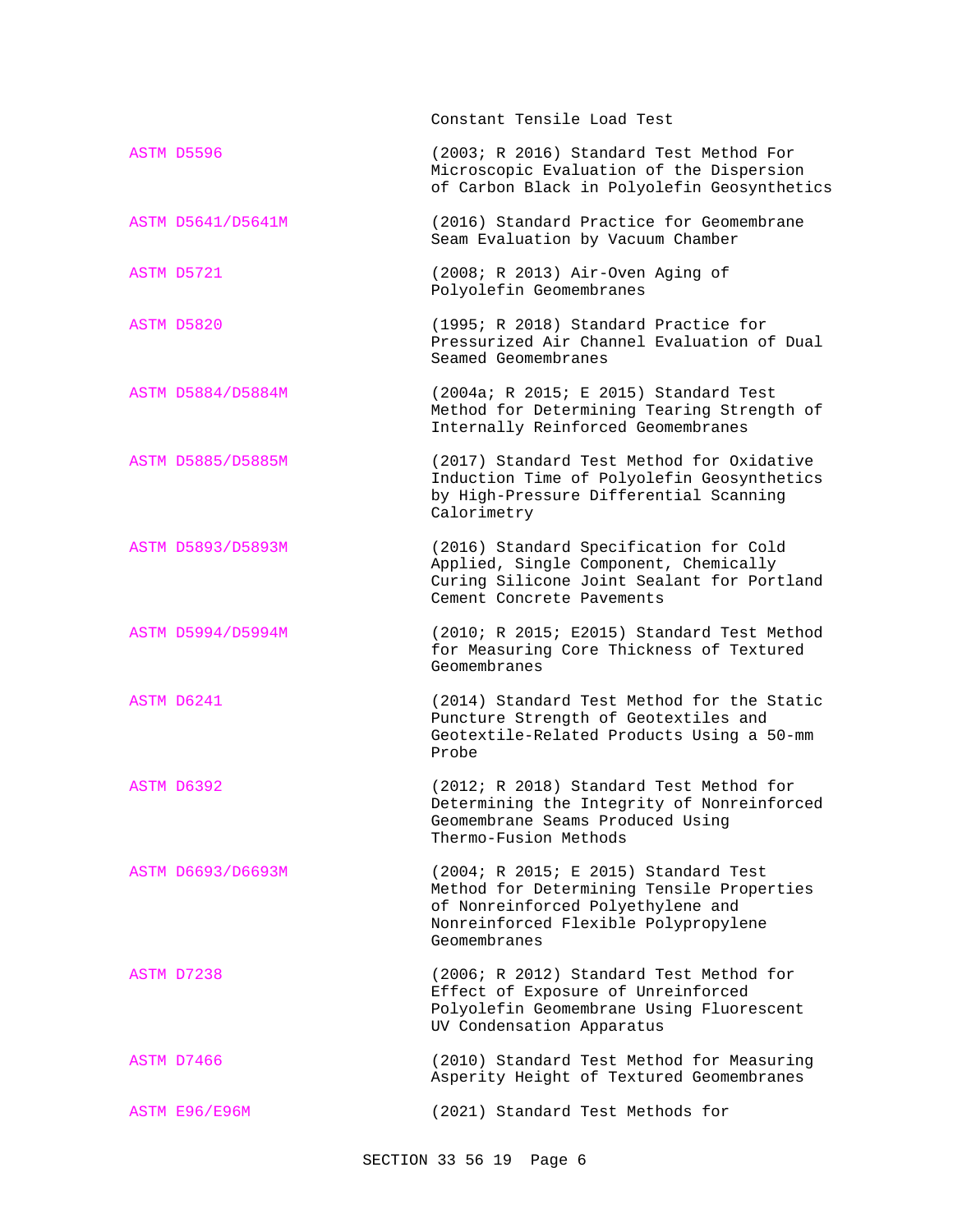Constant Tensile Load Test

ASTM D5596 (2003; R 2016) Standard Test Method For Microscopic Evaluation of the Dispersion of Carbon Black in Polyolefin Geosynthetics

ASTM D5641/D5641M (2016) Standard Practice for Geomembrane Seam Evaluation by Vacuum Chamber

ASTM D5721 (2008; R 2013) Air-Oven Aging of Polyolefin Geomembranes

ASTM D5820 (1995; R 2018) Standard Practice for Pressurized Air Channel Evaluation of Dual Seamed Geomembranes

ASTM D5884/D5884M (2004a; R 2015; E 2015) Standard Test Method for Determining Tearing Strength of Internally Reinforced Geomembranes

ASTM D5885/D5885M (2017) Standard Test Method for Oxidative Induction Time of Polyolefin Geosynthetics by High-Pressure Differential Scanning Calorimetry

ASTM D5893/D5893M (2016) Standard Specification for Cold Applied, Single Component, Chemically Curing Silicone Joint Sealant for Portland Cement Concrete Pavements

ASTM D5994/D5994M (2010; R 2015; E2015) Standard Test Method for Measuring Core Thickness of Textured Geomembranes

ASTM D6241 (2014) Standard Test Method for the Static Puncture Strength of Geotextiles and Geotextile-Related Products Using a 50-mm Probe

ASTM D6392 (2012; R 2018) Standard Test Method for Determining the Integrity of Nonreinforced Geomembrane Seams Produced Using Thermo-Fusion Methods

ASTM D6693/D6693M (2004; R 2015; E 2015) Standard Test Method for Determining Tensile Properties of Nonreinforced Polyethylene and Nonreinforced Flexible Polypropylene Geomembranes

ASTM D7238 (2006; R 2012) Standard Test Method for Effect of Exposure of Unreinforced Polyolefin Geomembrane Using Fluorescent UV Condensation Apparatus

ASTM D7466 (2010) Standard Test Method for Measuring Asperity Height of Textured Geomembranes

ASTM E96/E96M (2021) Standard Test Methods for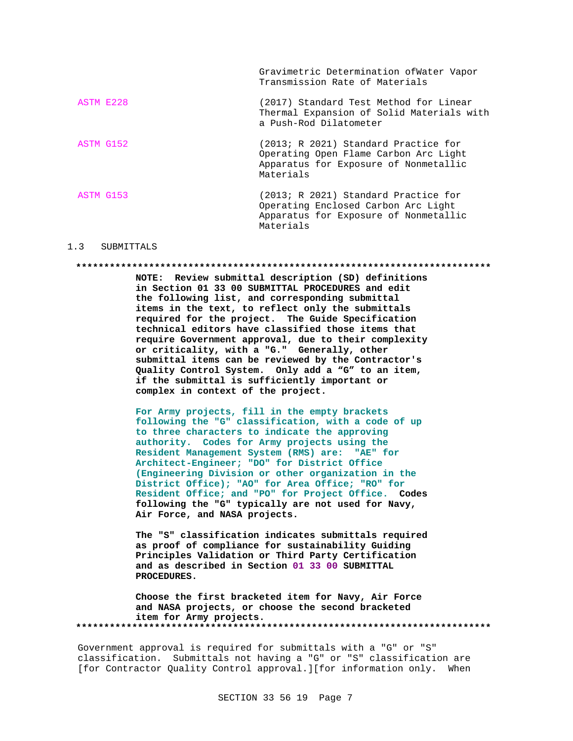| | |
|---|---|
| | Gravimetric Determination ofWater Vapor Transmission Rate of Materials |
| ASTM E228 | (2017) Standard Test Method for Linear Thermal Expansion of Solid Materials with a Push-Rod Dilatometer |
| ASTM G152 | (2013; R 2021) Standard Practice for Operating Open Flame Carbon Arc Light Apparatus for Exposure of Nonmetallic Materials |
| ASTM G153 | (2013; R 2021) Standard Practice for Operating Enclosed Carbon Arc Light Apparatus for Exposure of Nonmetallic Materials |

## 1.3 SUBMITTALS

**************************************************************************

**NOTE: Review submittal description (SD) definitions in Section 01 33 00 SUBMITTAL PROCEDURES and edit the following list, and corresponding submittal items in the text, to reflect only the submittals required for the project. The Guide Specification technical editors have classified those items that require Government approval, due to their complexity or criticality, with a "G." Generally, other submittal items can be reviewed by the Contractor's Quality Control System. Only add a "G" to an item, if the submittal is sufficiently important or complex in context of the project.**

**For Army projects, fill in the empty brackets following the "G" classification, with a code of up to three characters to indicate the approving authority. Codes for Army projects using the Resident Management System (RMS) are: "AE" for Architect-Engineer; "DO" for District Office (Engineering Division or other organization in the District Office); "AO" for Area Office; "RO" for Resident Office; and "PO" for Project Office. Codes following the "G" typically are not used for Navy, Air Force, and NASA projects.**

**The "S" classification indicates submittals required as proof of compliance for sustainability Guiding Principles Validation or Third Party Certification and as described in Section 01 33 00 SUBMITTAL PROCEDURES.**

**Choose the first bracketed item for Navy, Air Force and NASA projects, or choose the second bracketed item for Army projects.**

**************************************************************************

Government approval is required for submittals with a "G" or "S" classification. Submittals not having a "G" or "S" classification are [for Contractor Quality Control approval.][for information only. When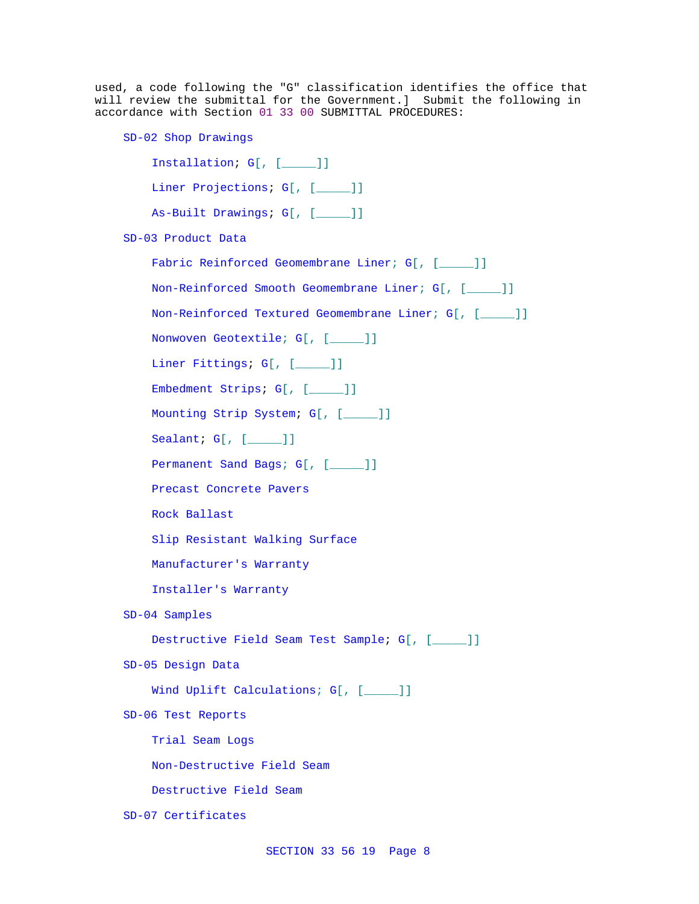used, a code following the "G" classification identifies the office that will review the submittal for the Government.]  Submit the following in accordance with Section 01 33 00 SUBMITTAL PROCEDURES:

SD-02 Shop Drawings

Installation; G[, [_____]]

Liner Projections; G[, [_____]]

As-Built Drawings; G[, [_____]]

SD-03 Product Data

Fabric Reinforced Geomembrane Liner; G[, [_____]]

Non-Reinforced Smooth Geomembrane Liner; G[, [_____]]

Non-Reinforced Textured Geomembrane Liner; G[, [_____]]

Nonwoven Geotextile; G[, [_____]]

Liner Fittings; G[, [_____]]

Embedment Strips; G[, [_____]]

Mounting Strip System; G[, [_____]]

Sealant; G[, [_____]]

Permanent Sand Bags; G[, [_____]]

Precast Concrete Pavers

Rock Ballast

Slip Resistant Walking Surface

Manufacturer's Warranty

Installer's Warranty

SD-04 Samples

Destructive Field Seam Test Sample; G[, [_____]]

SD-05 Design Data

Wind Uplift Calculations; G[, [_____]]

SD-06 Test Reports

Trial Seam Logs

Non-Destructive Field Seam

Destructive Field Seam

SD-07 Certificates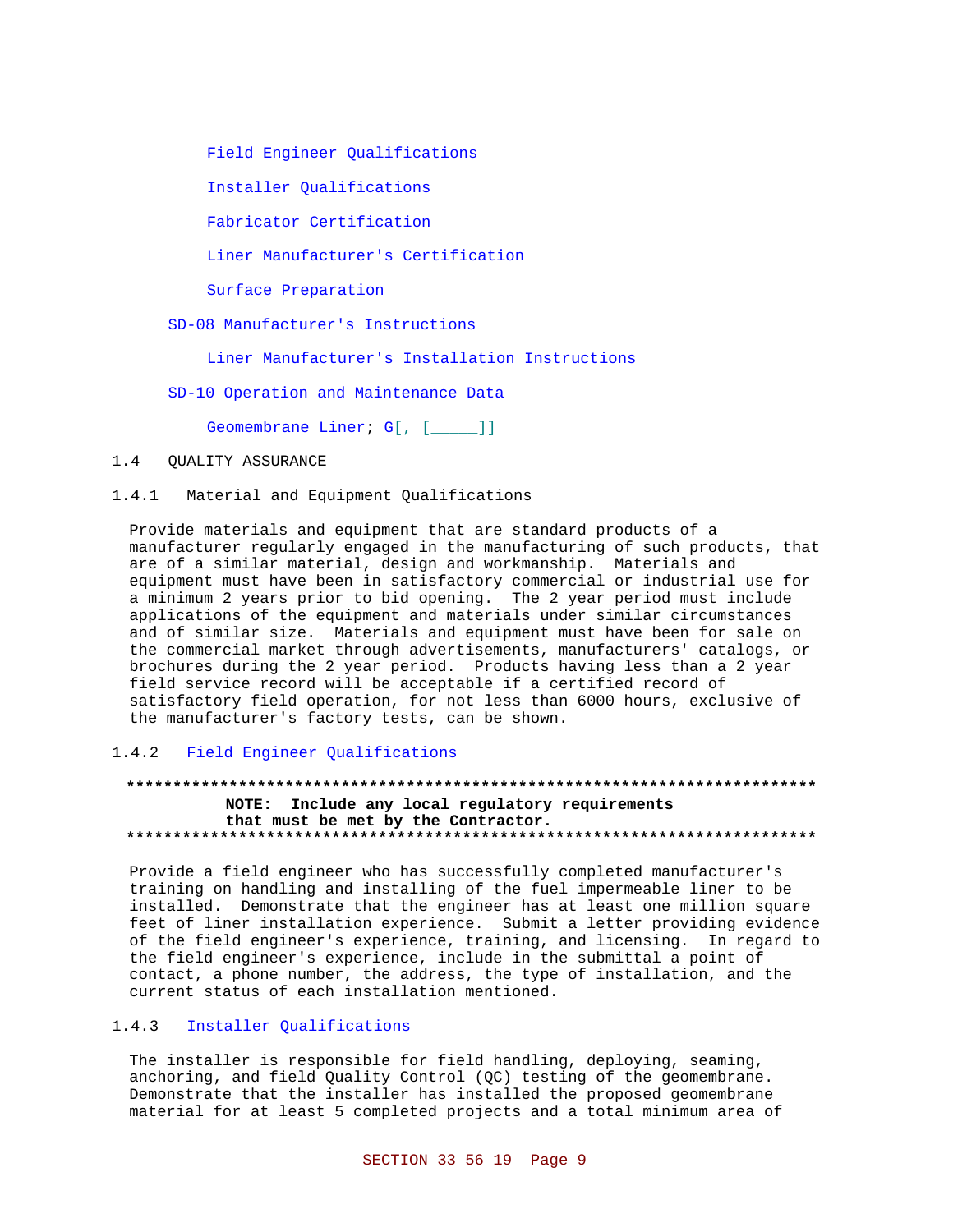Field Engineer Qualifications

Installer Qualifications

Fabricator Certification

Liner Manufacturer's Certification

Surface Preparation

SD-08 Manufacturer's Instructions

Liner Manufacturer's Installation Instructions

SD-10 Operation and Maintenance Data

Geomembrane Liner; G[, [_____]]

## 1.4 QUALITY ASSURANCE

### 1.4.1 Material and Equipment Qualifications

Provide materials and equipment that are standard products of a manufacturer regularly engaged in the manufacturing of such products, that are of a similar material, design and workmanship. Materials and equipment must have been in satisfactory commercial or industrial use for a minimum 2 years prior to bid opening. The 2 year period must include applications of the equipment and materials under similar circumstances and of similar size. Materials and equipment must have been for sale on the commercial market through advertisements, manufacturers' catalogs, or brochures during the 2 year period. Products having less than a 2 year field service record will be acceptable if a certified record of satisfactory field operation, for not less than 6000 hours, exclusive of the manufacturer's factory tests, can be shown.

### 1.4.2 Field Engineer Qualifications

**************************************************************************
**NOTE: Include any local regulatory requirements that must be met by the Contractor.**
**************************************************************************

Provide a field engineer who has successfully completed manufacturer's training on handling and installing of the fuel impermeable liner to be installed. Demonstrate that the engineer has at least one million square feet of liner installation experience. Submit a letter providing evidence of the field engineer's experience, training, and licensing. In regard to the field engineer's experience, include in the submittal a point of contact, a phone number, the address, the type of installation, and the current status of each installation mentioned.

### 1.4.3 Installer Qualifications

The installer is responsible for field handling, deploying, seaming, anchoring, and field Quality Control (QC) testing of the geomembrane. Demonstrate that the installer has installed the proposed geomembrane material for at least 5 completed projects and a total minimum area of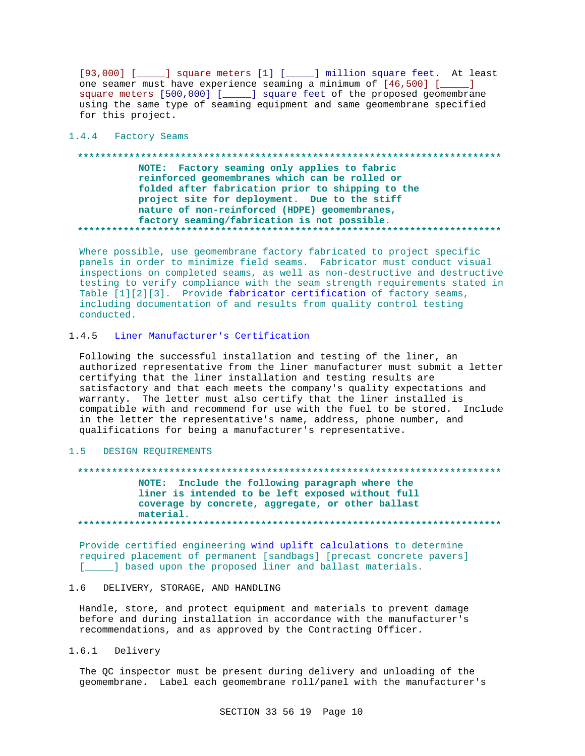[93,000] [_____] square meters [1] [_____] million square feet. At least one seamer must have experience seaming a minimum of [46,500] [_____] square meters [500,000] [_____] square feet of the proposed geomembrane using the same type of seaming equipment and same geomembrane specified for this project.

### 1.4.4 Factory Seams

**************************************************************************

**NOTE: Factory seaming only applies to fabric reinforced geomembranes which can be rolled or folded after fabrication prior to shipping to the project site for deployment. Due to the stiff nature of non-reinforced (HDPE) geomembranes, factory seaming/fabrication is not possible.**

**************************************************************************

Where possible, use geomembrane factory fabricated to project specific panels in order to minimize field seams. Fabricator must conduct visual inspections on completed seams, as well as non-destructive and destructive testing to verify compliance with the seam strength requirements stated in Table [1][2][3]. Provide fabricator certification of factory seams, including documentation of and results from quality control testing conducted.

### 1.4.5 Liner Manufacturer's Certification

Following the successful installation and testing of the liner, an authorized representative from the liner manufacturer must submit a letter certifying that the liner installation and testing results are satisfactory and that each meets the company's quality expectations and warranty. The letter must also certify that the liner installed is compatible with and recommend for use with the fuel to be stored. Include in the letter the representative's name, address, phone number, and qualifications for being a manufacturer's representative.

## 1.5 DESIGN REQUIREMENTS

**************************************************************************

**NOTE: Include the following paragraph where the liner is intended to be left exposed without full coverage by concrete, aggregate, or other ballast material.**

**************************************************************************

Provide certified engineering wind uplift calculations to determine required placement of permanent [sandbags] [precast concrete pavers] [_____] based upon the proposed liner and ballast materials.

## 1.6 DELIVERY, STORAGE, AND HANDLING

Handle, store, and protect equipment and materials to prevent damage before and during installation in accordance with the manufacturer's recommendations, and as approved by the Contracting Officer.

### 1.6.1 Delivery

The QC inspector must be present during delivery and unloading of the geomembrane. Label each geomembrane roll/panel with the manufacturer's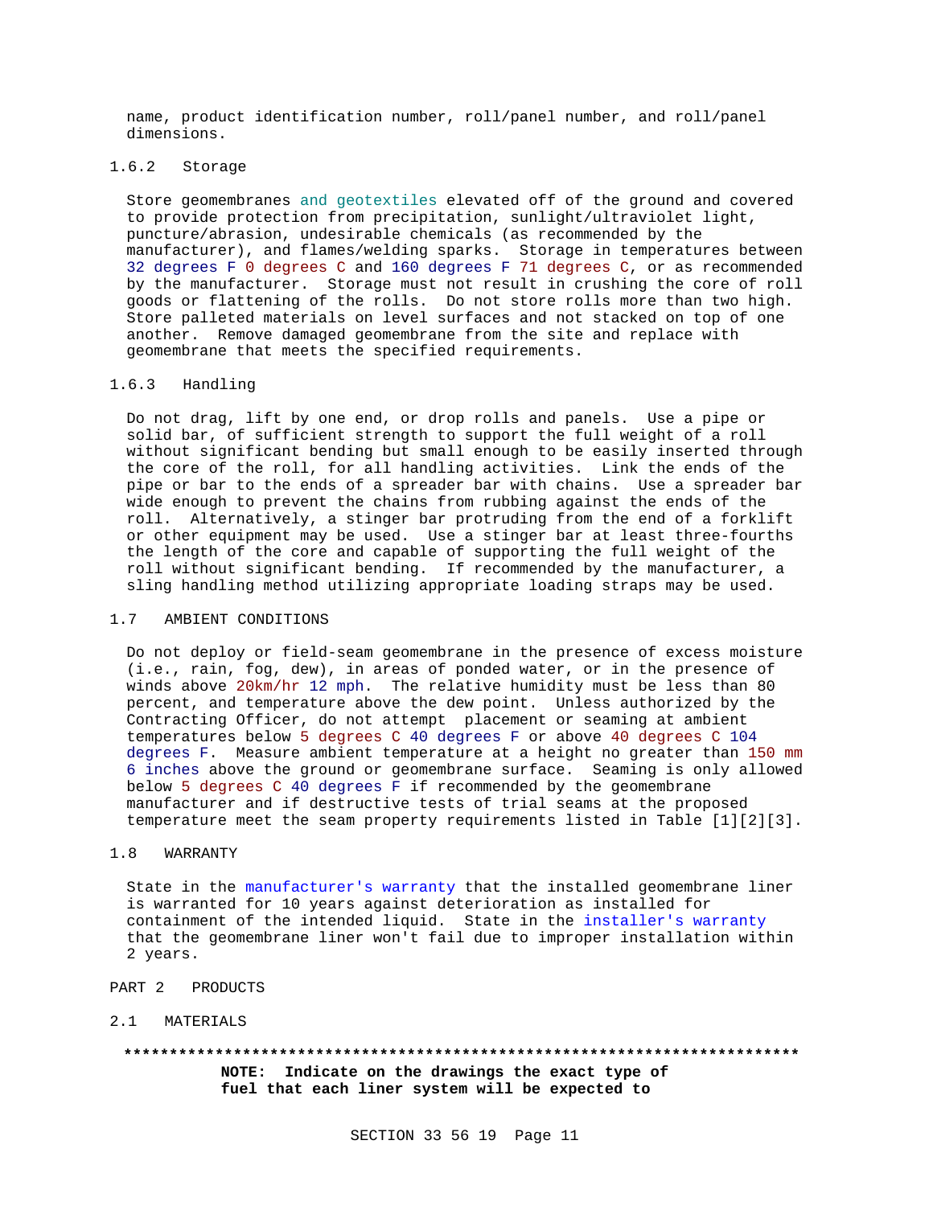name, product identification number, roll/panel number, and roll/panel dimensions.

### 1.6.2 Storage

Store geomembranes and geotextiles elevated off of the ground and covered to provide protection from precipitation, sunlight/ultraviolet light, puncture/abrasion, undesirable chemicals (as recommended by the manufacturer), and flames/welding sparks. Storage in temperatures between 32 degrees F 0 degrees C and 160 degrees F 71 degrees C, or as recommended by the manufacturer. Storage must not result in crushing the core of roll goods or flattening of the rolls. Do not store rolls more than two high. Store palleted materials on level surfaces and not stacked on top of one another. Remove damaged geomembrane from the site and replace with geomembrane that meets the specified requirements.

### 1.6.3 Handling

Do not drag, lift by one end, or drop rolls and panels. Use a pipe or solid bar, of sufficient strength to support the full weight of a roll without significant bending but small enough to be easily inserted through the core of the roll, for all handling activities. Link the ends of the pipe or bar to the ends of a spreader bar with chains. Use a spreader bar wide enough to prevent the chains from rubbing against the ends of the roll. Alternatively, a stinger bar protruding from the end of a forklift or other equipment may be used. Use a stinger bar at least three-fourths the length of the core and capable of supporting the full weight of the roll without significant bending. If recommended by the manufacturer, a sling handling method utilizing appropriate loading straps may be used.

## 1.7 AMBIENT CONDITIONS

Do not deploy or field-seam geomembrane in the presence of excess moisture (i.e., rain, fog, dew), in areas of ponded water, or in the presence of winds above 20km/hr 12 mph. The relative humidity must be less than 80 percent, and temperature above the dew point. Unless authorized by the Contracting Officer, do not attempt placement or seaming at ambient temperatures below 5 degrees C 40 degrees F or above 40 degrees C 104 degrees F. Measure ambient temperature at a height no greater than 150 mm 6 inches above the ground or geomembrane surface. Seaming is only allowed below 5 degrees C 40 degrees F if recommended by the geomembrane manufacturer and if destructive tests of trial seams at the proposed temperature meet the seam property requirements listed in Table [1][2][3].

## 1.8 WARRANTY

State in the manufacturer's warranty that the installed geomembrane liner is warranted for 10 years against deterioration as installed for containment of the intended liquid. State in the installer's warranty that the geomembrane liner won't fail due to improper installation within 2 years.

# PART 2 PRODUCTS

## 2.1 MATERIALS

**************************************************************************

**NOTE: Indicate on the drawings the exact type of fuel that each liner system will be expected to**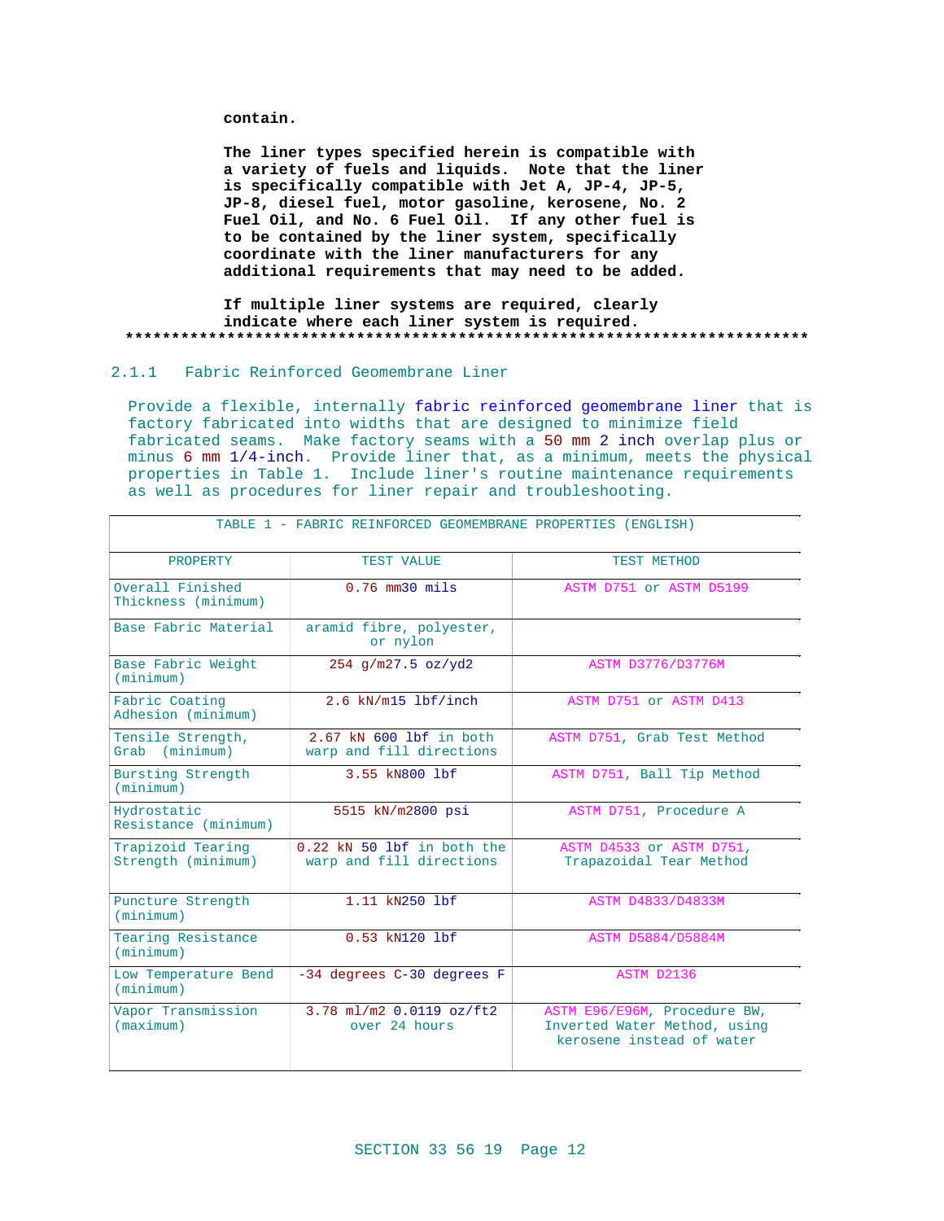contain.

**The liner types specified herein is compatible with a variety of fuels and liquids. Note that the liner is specifically compatible with Jet A, JP-4, JP-5, JP-8, diesel fuel, motor gasoline, kerosene, No. 2 Fuel Oil, and No. 6 Fuel Oil. If any other fuel is to be contained by the liner system, specifically coordinate with the liner manufacturers for any additional requirements that may need to be added.**

**If multiple liner systems are required, clearly indicate where each liner system is required.**
**************************************************************************

### 2.1.1 Fabric Reinforced Geomembrane Liner

Provide a flexible, internally fabric reinforced geomembrane liner that is factory fabricated into widths that are designed to minimize field fabricated seams. Make factory seams with a 50 mm 2 inch overlap plus or minus 6 mm 1/4-inch. Provide liner that, as a minimum, meets the physical properties in Table 1. Include liner's routine maintenance requirements as well as procedures for liner repair and troubleshooting.

TABLE 1 - FABRIC REINFORCED GEOMEMBRANE PROPERTIES (ENGLISH)

| PROPERTY | TEST VALUE | TEST METHOD |
|---|---|---|
| Overall Finished Thickness (minimum) | 0.76 mm30 mils | ASTM D751 or ASTM D5199 |
| Base Fabric Material | aramid fibre, polyester, or nylon | |
| Base Fabric Weight (minimum) | 254 g/m27.5 oz/yd2 | ASTM D3776/D3776M |
| Fabric Coating Adhesion (minimum) | 2.6 kN/m15 lbf/inch | ASTM D751 or ASTM D413 |
| Tensile Strength, Grab (minimum) | 2.67 kN 600 lbf in both warp and fill directions | ASTM D751, Grab Test Method |
| Bursting Strength (minimum) | 3.55 kN800 lbf | ASTM D751, Ball Tip Method |
| Hydrostatic Resistance (minimum) | 5515 kN/m2800 psi | ASTM D751, Procedure A |
| Trapizoid Tearing Strength (minimum) | 0.22 kN 50 lbf in both the warp and fill directions | ASTM D4533 or ASTM D751, Trapazoidal Tear Method |
| Puncture Strength (minimum) | 1.11 kN250 lbf | ASTM D4833/D4833M |
| Tearing Resistance (minimum) | 0.53 kN120 lbf | ASTM D5884/D5884M |
| Low Temperature Bend (minimum) | -34 degrees C-30 degrees F | ASTM D2136 |
| Vapor Transmission (maximum) | 3.78 ml/m2 0.0119 oz/ft2 over 24 hours | ASTM E96/E96M, Procedure BW, Inverted Water Method, using kerosene instead of water |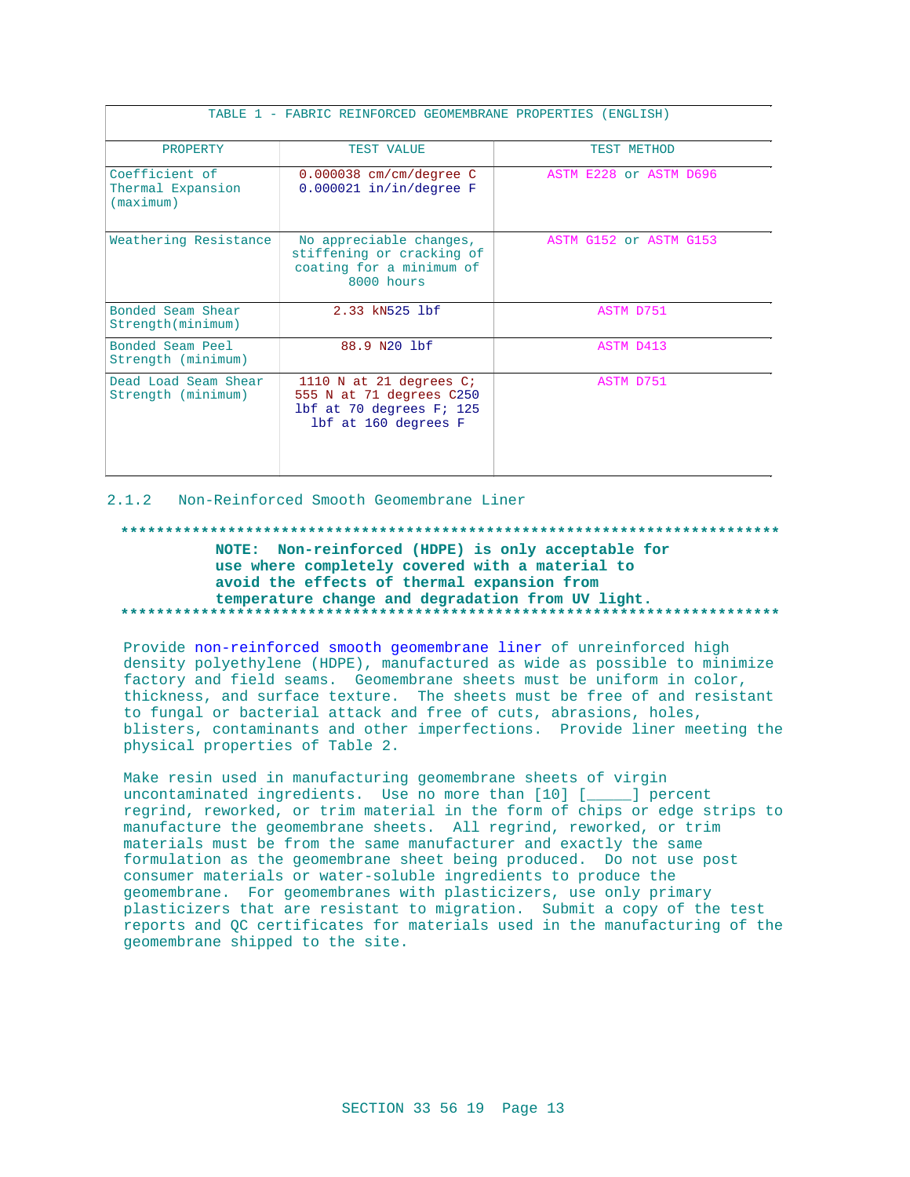TABLE 1 - FABRIC REINFORCED GEOMEMBRANE PROPERTIES (ENGLISH)

| PROPERTY | TEST VALUE | TEST METHOD |
|---|---|---|
| Coefficient of Thermal Expansion (maximum) | 0.000038 cm/cm/degree C 0.000021 in/in/degree F | ASTM E228 or ASTM D696 |
| Weathering Resistance | No appreciable changes, stiffening or cracking of coating for a minimum of 8000 hours | ASTM G152 or ASTM G153 |
| Bonded Seam Shear Strength(minimum) | 2.33 kN525 lbf | ASTM D751 |
| Bonded Seam Peel Strength (minimum) | 88.9 N20 lbf | ASTM D413 |
| Dead Load Seam Shear Strength (minimum) | 1110 N at 21 degrees C; 555 N at 71 degrees C250 lbf at 70 degrees F; 125 lbf at 160 degrees F | ASTM D751 |

2.1.2 Non-Reinforced Smooth Geomembrane Liner

**************************************************************************

**NOTE: Non-reinforced (HDPE) is only acceptable for use where completely covered with a material to avoid the effects of thermal expansion from temperature change and degradation from UV light.**

**************************************************************************

Provide non-reinforced smooth geomembrane liner of unreinforced high density polyethylene (HDPE), manufactured as wide as possible to minimize factory and field seams. Geomembrane sheets must be uniform in color, thickness, and surface texture. The sheets must be free of and resistant to fungal or bacterial attack and free of cuts, abrasions, holes, blisters, contaminants and other imperfections. Provide liner meeting the physical properties of Table 2.

Make resin used in manufacturing geomembrane sheets of virgin uncontaminated ingredients. Use no more than [10] [_____] percent regrind, reworked, or trim material in the form of chips or edge strips to manufacture the geomembrane sheets. All regrind, reworked, or trim materials must be from the same manufacturer and exactly the same formulation as the geomembrane sheet being produced. Do not use post consumer materials or water-soluble ingredients to produce the geomembrane. For geomembranes with plasticizers, use only primary plasticizers that are resistant to migration. Submit a copy of the test reports and QC certificates for materials used in the manufacturing of the geomembrane shipped to the site.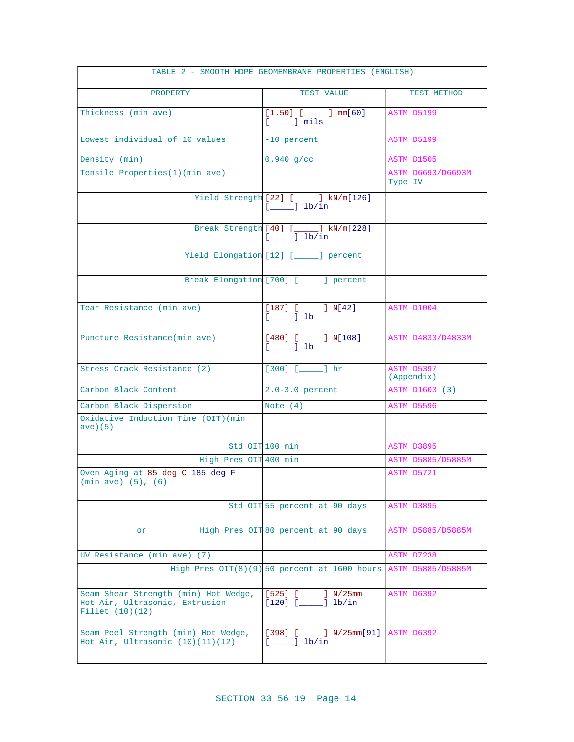| TABLE 2 - SMOOTH HDPE GEOMEMBRANE PROPERTIES (ENGLISH) | | |
|---|---|---|
| PROPERTY | TEST VALUE | TEST METHOD |
| Thickness (min ave) | [1.50] [_____] mm[60] [_____] mils | ASTM D5199 |
| Lowest individual of 10 values | -10 percent | ASTM D5199 |
| Density (min) | 0.940 g/cc | ASTM D1505 |
| Tensile Properties(1)(min ave) | | ASTM D6693/D6693M Type IV |
| Yield Strength | [22] [_____] kN/m[126] [_____] lb/in | |
| Break Strength | [40] [_____] kN/m[228] [_____] lb/in | |
| Yield Elongation | [12] [_____] percent | |
| Break Elongation | [700] [_____] percent | |
| Tear Resistance (min ave) | [187] [_____] N[42] [_____] lb | ASTM D1004 |
| Puncture Resistance(min ave) | [480] [_____] N[108] [_____] lb | ASTM D4833/D4833M |
| Stress Crack Resistance (2) | [300] [_____] hr | ASTM D5397 (Appendix) |
| Carbon Black Content | 2.0-3.0 percent | ASTM D1603 (3) |
| Carbon Black Dispersion | Note (4) | ASTM D5596 |
| Oxidative Induction Time (OIT)(min ave)(5) | | |
| Std OIT | 100 min | ASTM D3895 |
| High Pres OIT | 400 min | ASTM D5885/D5885M |
| Oven Aging at 85 deg C 185 deg F (min ave) (5), (6) | | ASTM D5721 |
| Std OIT | 55 percent at 90 days | ASTM D3895 |
| or High Pres OIT | 80 percent at 90 days | ASTM D5885/D5885M |
| UV Resistance (min ave) (7) | | ASTM D7238 |
| High Pres OIT(8)(9) | 50 percent at 1600 hours | ASTM D5885/D5885M |
| Seam Shear Strength (min) Hot Wedge, Hot Air, Ultrasonic, Extrusion Fillet (10)(12) | [525] [_____] N/25mm [120] [_____] lb/in | ASTM D6392 |
| Seam Peel Strength (min) Hot Wedge, Hot Air, Ultrasonic (10)(11)(12) | [398] [_____] N/25mm[91] [_____] lb/in | ASTM D6392 |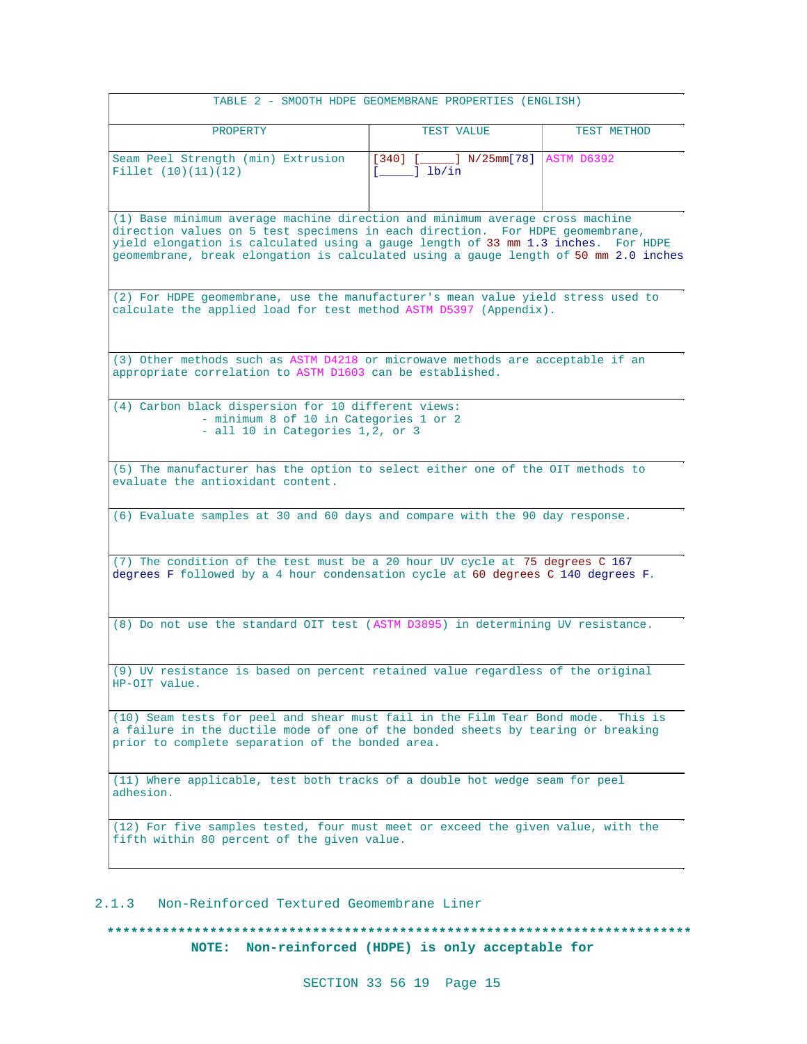TABLE 2 - SMOOTH HDPE GEOMEMBRANE PROPERTIES (ENGLISH)

| PROPERTY | TEST VALUE | TEST METHOD |
|---|---|---|
| Seam Peel Strength (min) Extrusion Fillet (10)(11)(12) | [340] [_____] N/25mm[78] [_____] lb/in | ASTM D6392 |

(1) Base minimum average machine direction and minimum average cross machine direction values on 5 test specimens in each direction. For HDPE geomembrane, yield elongation is calculated using a gauge length of 33 mm 1.3 inches. For HDPE geomembrane, break elongation is calculated using a gauge length of 50 mm 2.0 inches

(2) For HDPE geomembrane, use the manufacturer's mean value yield stress used to calculate the applied load for test method ASTM D5397 (Appendix).

(3) Other methods such as ASTM D4218 or microwave methods are acceptable if an appropriate correlation to ASTM D1603 can be established.

(4) Carbon black dispersion for 10 different views:
- minimum 8 of 10 in Categories 1 or 2
- all 10 in Categories 1,2, or 3

(5) The manufacturer has the option to select either one of the OIT methods to evaluate the antioxidant content.

(6) Evaluate samples at 30 and 60 days and compare with the 90 day response.

(7) The condition of the test must be a 20 hour UV cycle at 75 degrees C 167 degrees F followed by a 4 hour condensation cycle at 60 degrees C 140 degrees F.

(8) Do not use the standard OIT test (ASTM D3895) in determining UV resistance.

(9) UV resistance is based on percent retained value regardless of the original HP-OIT value.

(10) Seam tests for peel and shear must fail in the Film Tear Bond mode. This is a failure in the ductile mode of one of the bonded sheets by tearing or breaking prior to complete separation of the bonded area.

(11) Where applicable, test both tracks of a double hot wedge seam for peel adhesion.

(12) For five samples tested, four must meet or exceed the given value, with the fifth within 80 percent of the given value.

### 2.1.3 Non-Reinforced Textured Geomembrane Liner

**************************************************************************

**NOTE: Non-reinforced (HDPE) is only acceptable for**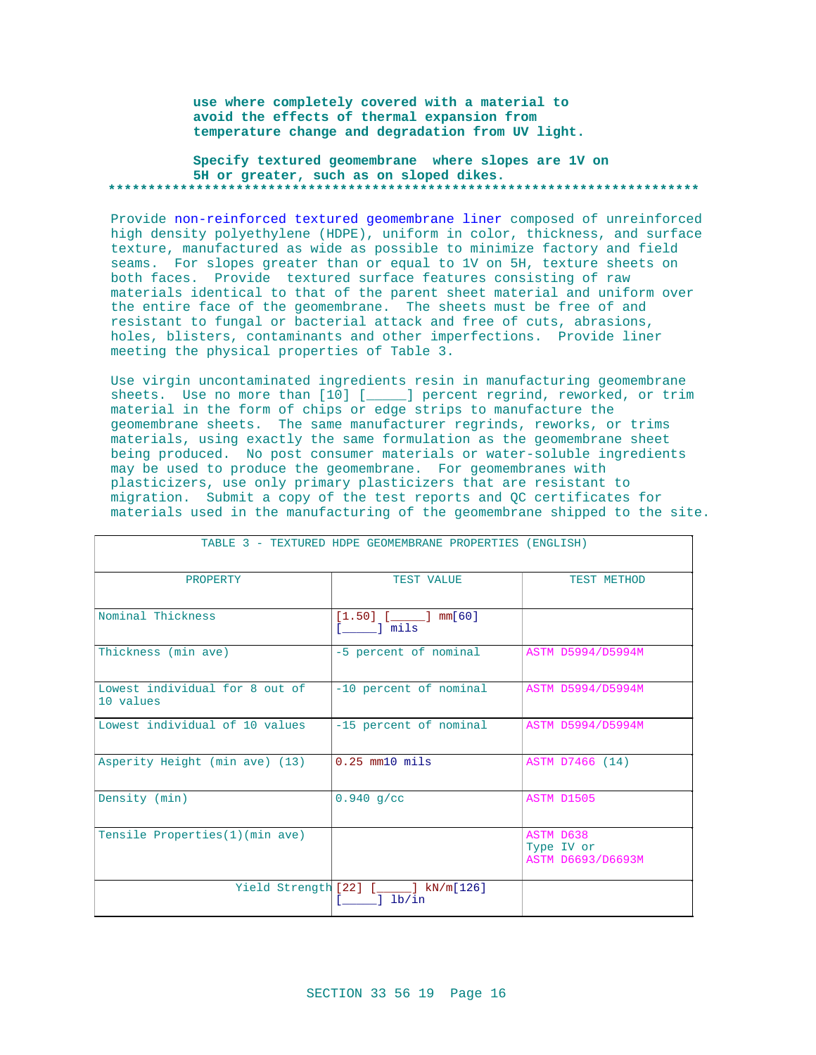**use where completely covered with a material to avoid the effects of thermal expansion from temperature change and degradation from UV light.**

**Specify textured geomembrane where slopes are 1V on 5H or greater, such as on sloped dikes.**
**************************************************************************

Provide non-reinforced textured geomembrane liner composed of unreinforced high density polyethylene (HDPE), uniform in color, thickness, and surface texture, manufactured as wide as possible to minimize factory and field seams. For slopes greater than or equal to 1V on 5H, texture sheets on both faces. Provide textured surface features consisting of raw materials identical to that of the parent sheet material and uniform over the entire face of the geomembrane. The sheets must be free of and resistant to fungal or bacterial attack and free of cuts, abrasions, holes, blisters, contaminants and other imperfections. Provide liner meeting the physical properties of Table 3.

Use virgin uncontaminated ingredients resin in manufacturing geomembrane sheets. Use no more than [10] [_____] percent regrind, reworked, or trim material in the form of chips or edge strips to manufacture the geomembrane sheets. The same manufacturer regrinds, reworks, or trims materials, using exactly the same formulation as the geomembrane sheet being produced. No post consumer materials or water-soluble ingredients may be used to produce the geomembrane. For geomembranes with plasticizers, use only primary plasticizers that are resistant to migration. Submit a copy of the test reports and QC certificates for materials used in the manufacturing of the geomembrane shipped to the site.

TABLE 3 - TEXTURED HDPE GEOMEMBRANE PROPERTIES (ENGLISH)

| PROPERTY | TEST VALUE | TEST METHOD |
|---|---|---|
| Nominal Thickness | [1.50] [_____] mm[60] [_____] mils | |
| Thickness (min ave) | -5 percent of nominal | ASTM D5994/D5994M |
| Lowest individual for 8 out of 10 values | -10 percent of nominal | ASTM D5994/D5994M |
| Lowest individual of 10 values | -15 percent of nominal | ASTM D5994/D5994M |
| Asperity Height (min ave) (13) | 0.25 mm10 mils | ASTM D7466 (14) |
| Density (min) | 0.940 g/cc | ASTM D1505 |
| Tensile Properties(1)(min ave) | | ASTM D638 Type IV or ASTM D6693/D6693M |
| Yield Strength | [22] [_____] kN/m[126] [_____] lb/in | |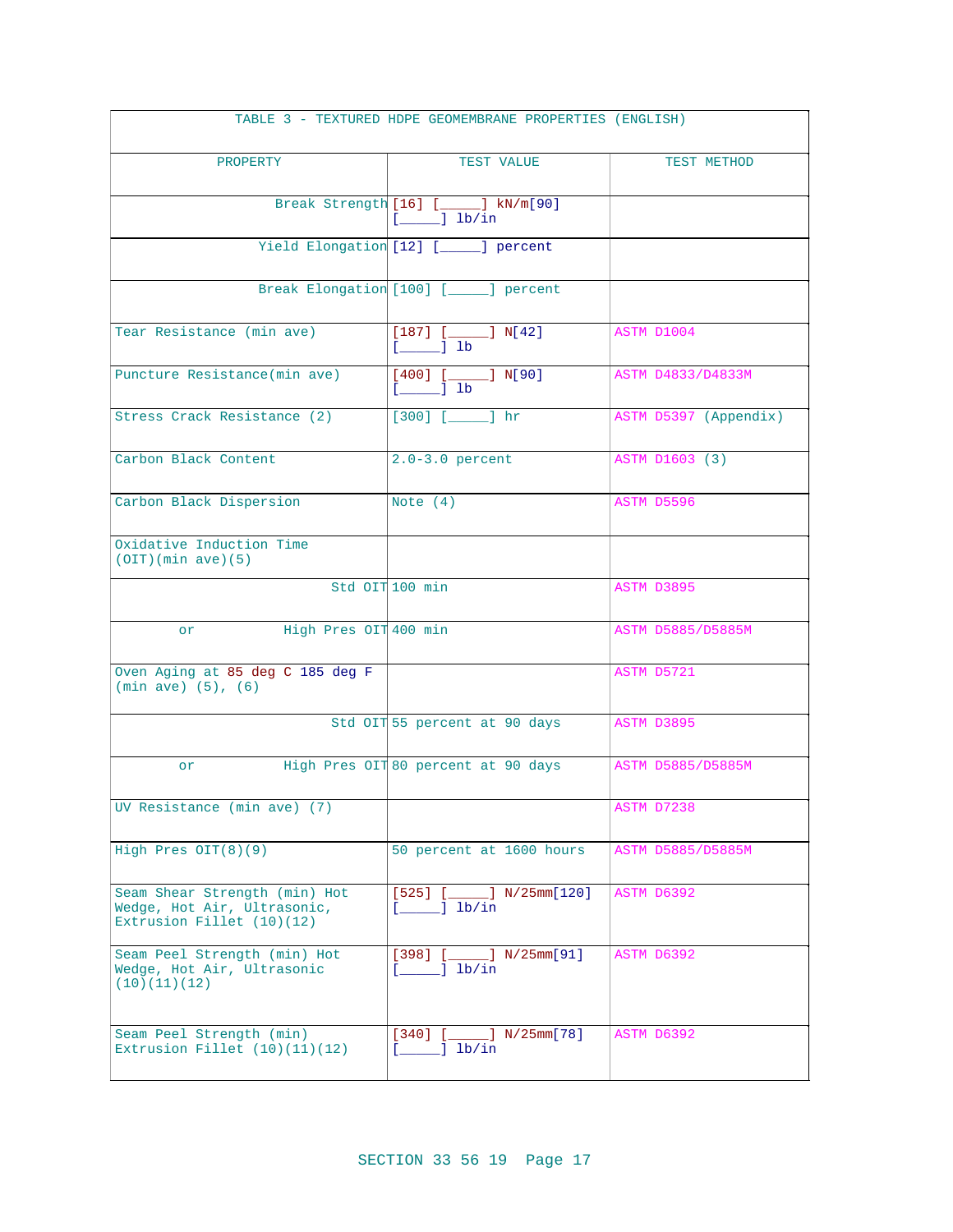| TABLE 3 - TEXTURED HDPE GEOMEMBRANE PROPERTIES (ENGLISH) | | |
|---|---|---|
| PROPERTY | TEST VALUE | TEST METHOD |
| Break Strength | [16] [_____] kN/m[90] [_____] lb/in | |
| Yield Elongation | [12] [_____] percent | |
| Break Elongation | [100] [_____] percent | |
| Tear Resistance (min ave) | [187] [_____] N[42] [_____] lb | ASTM D1004 |
| Puncture Resistance(min ave) | [400] [_____] N[90] [_____] lb | ASTM D4833/D4833M |
| Stress Crack Resistance (2) | [300] [_____] hr | ASTM D5397 (Appendix) |
| Carbon Black Content | 2.0-3.0 percent | ASTM D1603 (3) |
| Carbon Black Dispersion | Note (4) | ASTM D5596 |
| Oxidative Induction Time (OIT)(min ave)(5) | | |
| Std OIT | 100 min | ASTM D3895 |
| or High Pres OIT | 400 min | ASTM D5885/D5885M |
| Oven Aging at 85 deg C 185 deg F (min ave) (5), (6) | | ASTM D5721 |
| Std OIT | 55 percent at 90 days | ASTM D3895 |
| or High Pres OIT | 80 percent at 90 days | ASTM D5885/D5885M |
| UV Resistance (min ave) (7) | | ASTM D7238 |
| High Pres OIT(8)(9) | 50 percent at 1600 hours | ASTM D5885/D5885M |
| Seam Shear Strength (min) Hot Wedge, Hot Air, Ultrasonic, Extrusion Fillet (10)(12) | [525] [_____] N/25mm[120] [_____] lb/in | ASTM D6392 |
| Seam Peel Strength (min) Hot Wedge, Hot Air, Ultrasonic (10)(11)(12) | [398] [_____] N/25mm[91] [_____] lb/in | ASTM D6392 |
| Seam Peel Strength (min) Extrusion Fillet (10)(11)(12) | [340] [_____] N/25mm[78] [_____] lb/in | ASTM D6392 |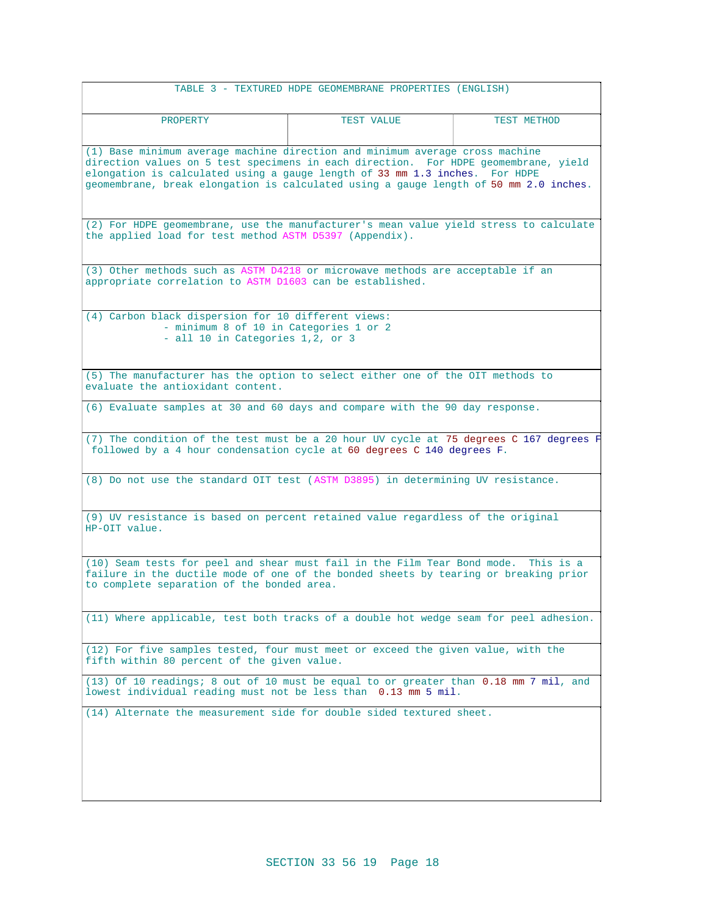| TABLE 3 - TEXTURED HDPE GEOMEMBRANE PROPERTIES (ENGLISH) | | |
|---|---|---|
| PROPERTY | TEST VALUE | TEST METHOD |
| (1) Base minimum average machine direction and minimum average cross machine direction values on 5 test specimens in each direction. For HDPE geomembrane, yield elongation is calculated using a gauge length of 33 mm 1.3 inches. For HDPE geomembrane, break elongation is calculated using a gauge length of 50 mm 2.0 inches. | | |
| (2) For HDPE geomembrane, use the manufacturer's mean value yield stress to calculate the applied load for test method ASTM D5397 (Appendix). | | |
| (3) Other methods such as ASTM D4218 or microwave methods are acceptable if an appropriate correlation to ASTM D1603 can be established. | | |
| (4) Carbon black dispersion for 10 different views: - minimum 8 of 10 in Categories 1 or 2 - all 10 in Categories 1,2, or 3 | | |
| (5) The manufacturer has the option to select either one of the OIT methods to evaluate the antioxidant content. | | |
| (6) Evaluate samples at 30 and 60 days and compare with the 90 day response. | | |
| (7) The condition of the test must be a 20 hour UV cycle at 75 degrees C 167 degrees F followed by a 4 hour condensation cycle at 60 degrees C 140 degrees F. | | |
| (8) Do not use the standard OIT test (ASTM D3895) in determining UV resistance. | | |
| (9) UV resistance is based on percent retained value regardless of the original HP-OIT value. | | |
| (10) Seam tests for peel and shear must fail in the Film Tear Bond mode. This is a failure in the ductile mode of one of the bonded sheets by tearing or breaking prior to complete separation of the bonded area. | | |
| (11) Where applicable, test both tracks of a double hot wedge seam for peel adhesion. | | |
| (12) For five samples tested, four must meet or exceed the given value, with the fifth within 80 percent of the given value. | | |
| (13) Of 10 readings; 8 out of 10 must be equal to or greater than 0.18 mm 7 mil, and lowest individual reading must not be less than 0.13 mm 5 mil. | | |
| (14) Alternate the measurement side for double sided textured sheet. | | |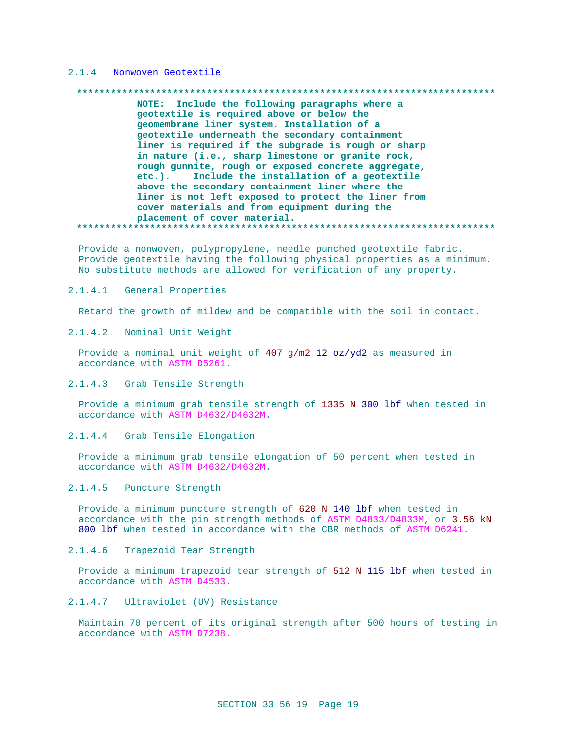### 2.1.4 Nonwoven Geotextile

**************************************************************************

**NOTE: Include the following paragraphs where a geotextile is required above or below the geomembrane liner system. Installation of a geotextile underneath the secondary containment liner is required if the subgrade is rough or sharp in nature (i.e., sharp limestone or granite rock, rough gunnite, rough or exposed concrete aggregate, etc.). Include the installation of a geotextile above the secondary containment liner where the liner is not left exposed to protect the liner from cover materials and from equipment during the placement of cover material.**

**************************************************************************

Provide a nonwoven, polypropylene, needle punched geotextile fabric. Provide geotextile having the following physical properties as a minimum. No substitute methods are allowed for verification of any property.

#### 2.1.4.1 General Properties

Retard the growth of mildew and be compatible with the soil in contact.

#### 2.1.4.2 Nominal Unit Weight

Provide a nominal unit weight of 407 g/m2 12 oz/yd2 as measured in accordance with ASTM D5261.

#### 2.1.4.3 Grab Tensile Strength

Provide a minimum grab tensile strength of 1335 N 300 lbf when tested in accordance with ASTM D4632/D4632M.

#### 2.1.4.4 Grab Tensile Elongation

Provide a minimum grab tensile elongation of 50 percent when tested in accordance with ASTM D4632/D4632M.

#### 2.1.4.5 Puncture Strength

Provide a minimum puncture strength of 620 N 140 lbf when tested in accordance with the pin strength methods of ASTM D4833/D4833M, or 3.56 kN 800 lbf when tested in accordance with the CBR methods of ASTM D6241.

#### 2.1.4.6 Trapezoid Tear Strength

Provide a minimum trapezoid tear strength of 512 N 115 lbf when tested in accordance with ASTM D4533.

#### 2.1.4.7 Ultraviolet (UV) Resistance

Maintain 70 percent of its original strength after 500 hours of testing in accordance with ASTM D7238.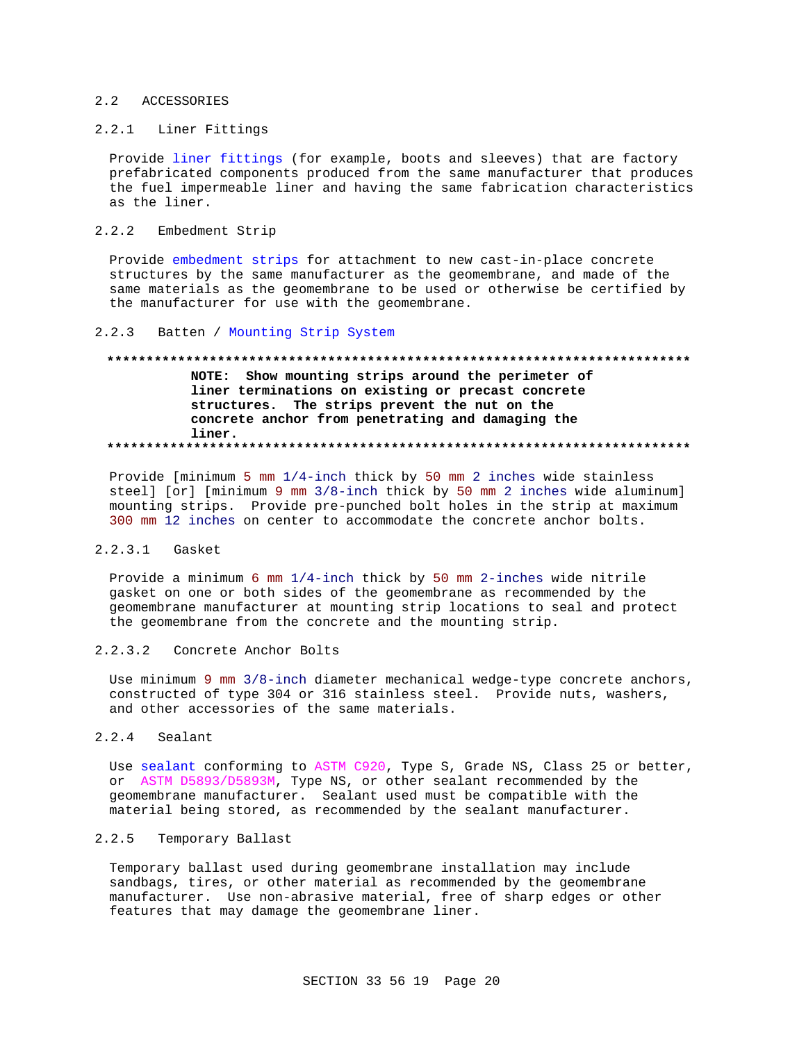## 2.2 ACCESSORIES

### 2.2.1 Liner Fittings

Provide liner fittings (for example, boots and sleeves) that are factory prefabricated components produced from the same manufacturer that produces the fuel impermeable liner and having the same fabrication characteristics as the liner.

### 2.2.2 Embedment Strip

Provide embedment strips for attachment to new cast-in-place concrete structures by the same manufacturer as the geomembrane, and made of the same materials as the geomembrane to be used or otherwise be certified by the manufacturer for use with the geomembrane.

### 2.2.3 Batten / Mounting Strip System

**************************************************************************

**NOTE: Show mounting strips around the perimeter of liner terminations on existing or precast concrete structures. The strips prevent the nut on the concrete anchor from penetrating and damaging the liner.**

**************************************************************************

Provide [minimum 5 mm 1/4-inch thick by 50 mm 2 inches wide stainless steel] [or] [minimum 9 mm 3/8-inch thick by 50 mm 2 inches wide aluminum] mounting strips. Provide pre-punched bolt holes in the strip at maximum 300 mm 12 inches on center to accommodate the concrete anchor bolts.

#### 2.2.3.1 Gasket

Provide a minimum 6 mm 1/4-inch thick by 50 mm 2-inches wide nitrile gasket on one or both sides of the geomembrane as recommended by the geomembrane manufacturer at mounting strip locations to seal and protect the geomembrane from the concrete and the mounting strip.

#### 2.2.3.2 Concrete Anchor Bolts

Use minimum 9 mm 3/8-inch diameter mechanical wedge-type concrete anchors, constructed of type 304 or 316 stainless steel. Provide nuts, washers, and other accessories of the same materials.

### 2.2.4 Sealant

Use sealant conforming to ASTM C920, Type S, Grade NS, Class 25 or better, or ASTM D5893/D5893M, Type NS, or other sealant recommended by the geomembrane manufacturer. Sealant used must be compatible with the material being stored, as recommended by the sealant manufacturer.

### 2.2.5 Temporary Ballast

Temporary ballast used during geomembrane installation may include sandbags, tires, or other material as recommended by the geomembrane manufacturer. Use non-abrasive material, free of sharp edges or other features that may damage the geomembrane liner.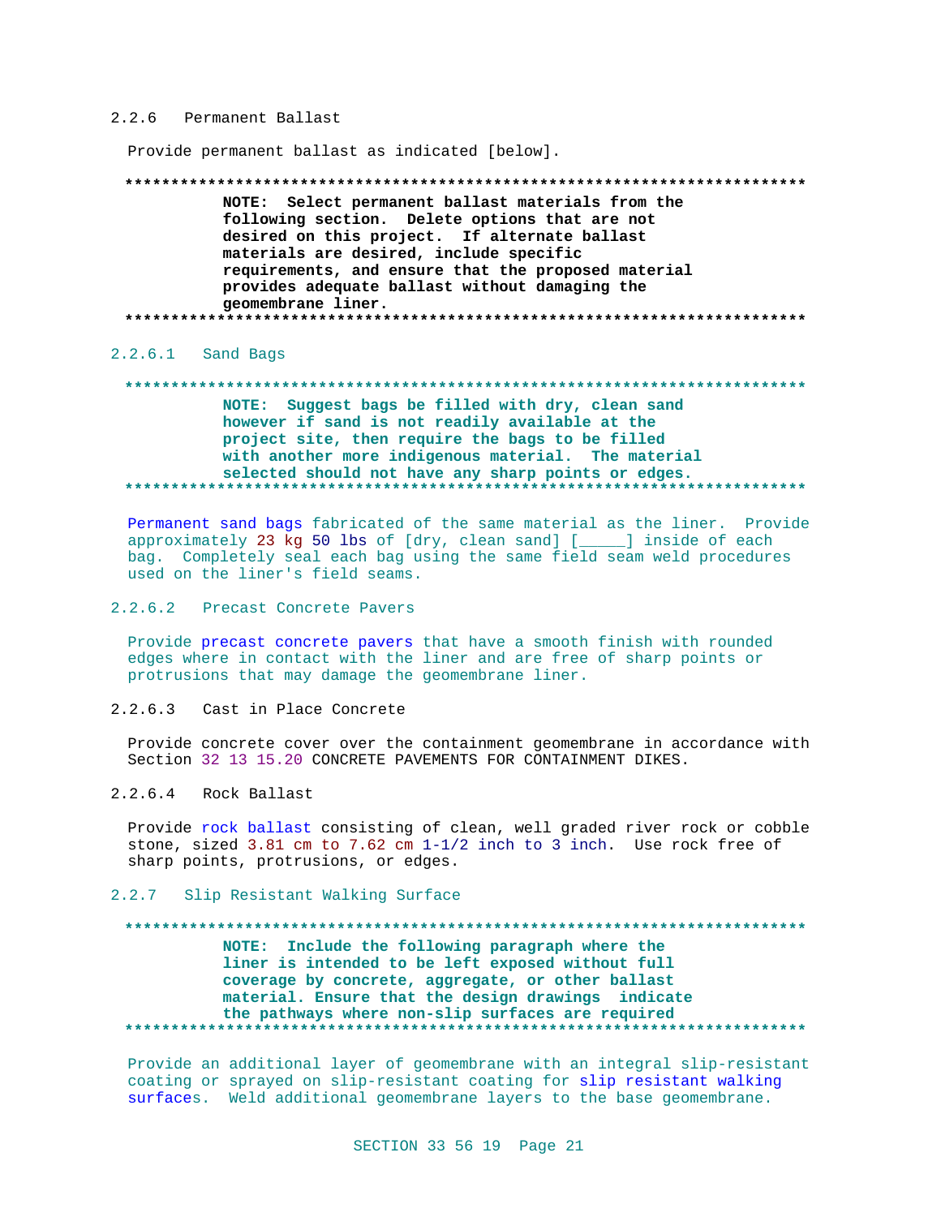#### 2.2.6 Permanent Ballast

Provide permanent ballast as indicated [below].

**************************************************************************
**NOTE: Select permanent ballast materials from the following section. Delete options that are not desired on this project. If alternate ballast materials are desired, include specific requirements, and ensure that the proposed material provides adequate ballast without damaging the geomembrane liner.**
**************************************************************************

##### 2.2.6.1 Sand Bags

**************************************************************************
**NOTE: Suggest bags be filled with dry, clean sand however if sand is not readily available at the project site, then require the bags to be filled with another more indigenous material. The material selected should not have any sharp points or edges.**
**************************************************************************

Permanent sand bags fabricated of the same material as the liner. Provide approximately 23 kg 50 lbs of [dry, clean sand] [_____] inside of each bag. Completely seal each bag using the same field seam weld procedures used on the liner's field seams.

##### 2.2.6.2 Precast Concrete Pavers

Provide precast concrete pavers that have a smooth finish with rounded edges where in contact with the liner and are free of sharp points or protrusions that may damage the geomembrane liner.

##### 2.2.6.3 Cast in Place Concrete

Provide concrete cover over the containment geomembrane in accordance with Section 32 13 15.20 CONCRETE PAVEMENTS FOR CONTAINMENT DIKES.

##### 2.2.6.4 Rock Ballast

Provide rock ballast consisting of clean, well graded river rock or cobble stone, sized 3.81 cm to 7.62 cm 1-1/2 inch to 3 inch. Use rock free of sharp points, protrusions, or edges.

#### 2.2.7 Slip Resistant Walking Surface

**************************************************************************
**NOTE: Include the following paragraph where the liner is intended to be left exposed without full coverage by concrete, aggregate, or other ballast material. Ensure that the design drawings indicate the pathways where non-slip surfaces are required**
**************************************************************************

Provide an additional layer of geomembrane with an integral slip-resistant coating or sprayed on slip-resistant coating for slip resistant walking surfaces. Weld additional geomembrane layers to the base geomembrane.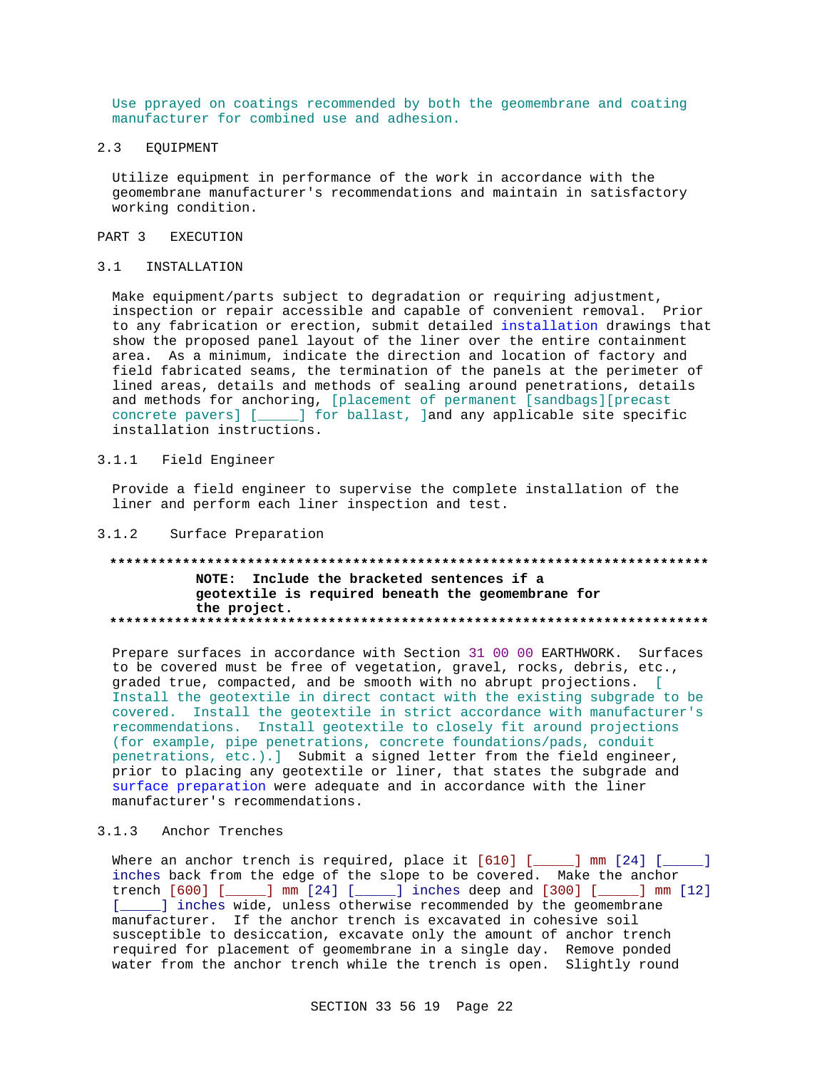Use pprayed on coatings recommended by both the geomembrane and coating manufacturer for combined use and adhesion.

## 2.3 EQUIPMENT

Utilize equipment in performance of the work in accordance with the geomembrane manufacturer's recommendations and maintain in satisfactory working condition.

# PART 3 EXECUTION

## 3.1 INSTALLATION

Make equipment/parts subject to degradation or requiring adjustment, inspection or repair accessible and capable of convenient removal. Prior to any fabrication or erection, submit detailed installation drawings that show the proposed panel layout of the liner over the entire containment area. As a minimum, indicate the direction and location of factory and field fabricated seams, the termination of the panels at the perimeter of lined areas, details and methods of sealing around penetrations, details and methods for anchoring, [placement of permanent [sandbags][precast concrete pavers] [_____] for ballast, ]and any applicable site specific installation instructions.

### 3.1.1 Field Engineer

Provide a field engineer to supervise the complete installation of the liner and perform each liner inspection and test.

### 3.1.2 Surface Preparation

**************************************************************************

**NOTE: Include the bracketed sentences if a geotextile is required beneath the geomembrane for the project.**

**************************************************************************

Prepare surfaces in accordance with Section 31 00 00 EARTHWORK. Surfaces to be covered must be free of vegetation, gravel, rocks, debris, etc., graded true, compacted, and be smooth with no abrupt projections. [ Install the geotextile in direct contact with the existing subgrade to be covered. Install the geotextile in strict accordance with manufacturer's recommendations. Install geotextile to closely fit around projections (for example, pipe penetrations, concrete foundations/pads, conduit penetrations, etc.).] Submit a signed letter from the field engineer, prior to placing any geotextile or liner, that states the subgrade and surface preparation were adequate and in accordance with the liner manufacturer's recommendations.

### 3.1.3 Anchor Trenches

Where an anchor trench is required, place it [610] [_____] mm [24] [_____] inches back from the edge of the slope to be covered. Make the anchor trench [600] [_____] mm [24] [_____] inches deep and [300] [_____] mm [12] [_____] inches wide, unless otherwise recommended by the geomembrane manufacturer. If the anchor trench is excavated in cohesive soil susceptible to desiccation, excavate only the amount of anchor trench required for placement of geomembrane in a single day. Remove ponded water from the anchor trench while the trench is open. Slightly round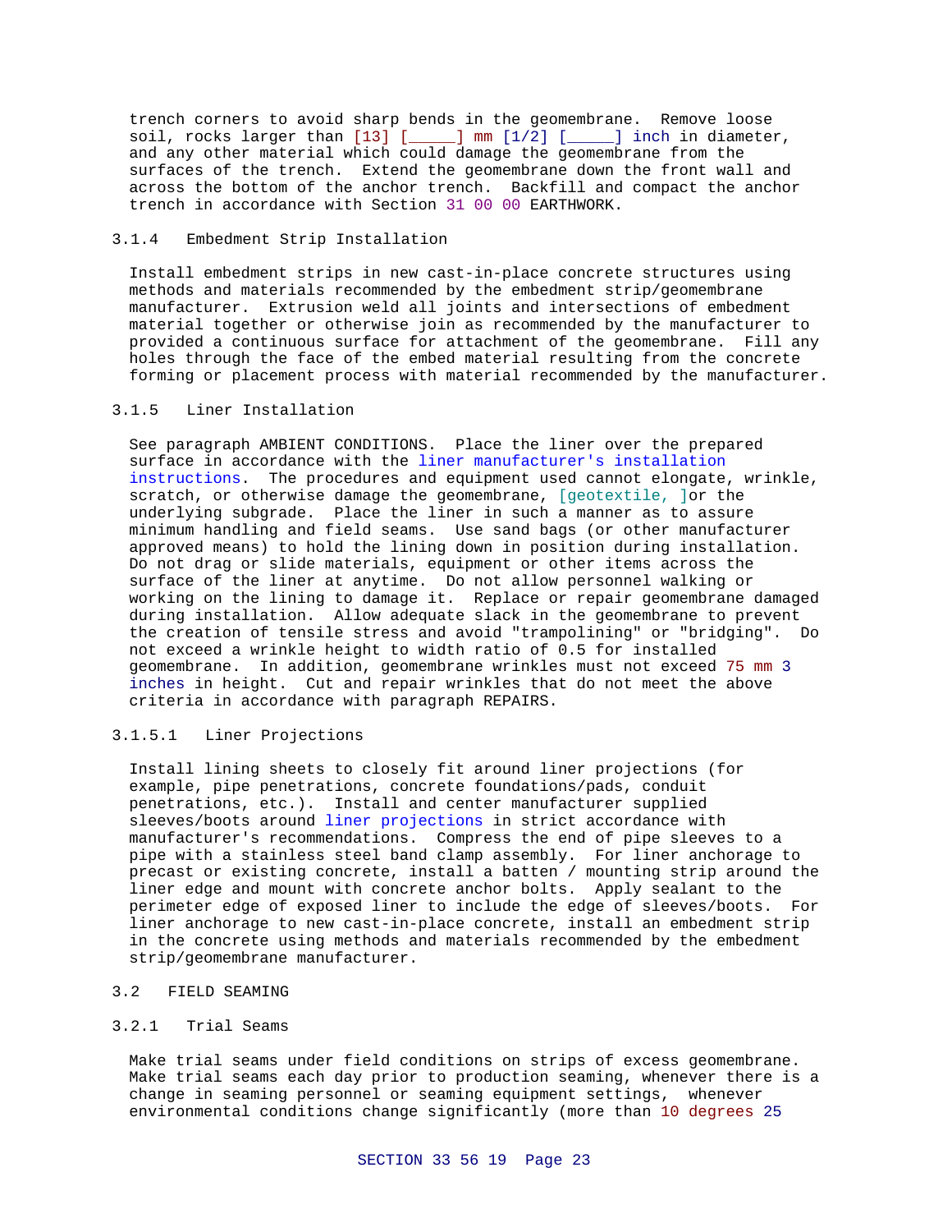trench corners to avoid sharp bends in the geomembrane. Remove loose soil, rocks larger than [13] [_____] mm [1/2] [_____] inch in diameter, and any other material which could damage the geomembrane from the surfaces of the trench. Extend the geomembrane down the front wall and across the bottom of the anchor trench. Backfill and compact the anchor trench in accordance with Section 31 00 00 EARTHWORK.

### 3.1.4 Embedment Strip Installation

Install embedment strips in new cast-in-place concrete structures using methods and materials recommended by the embedment strip/geomembrane manufacturer. Extrusion weld all joints and intersections of embedment material together or otherwise join as recommended by the manufacturer to provided a continuous surface for attachment of the geomembrane. Fill any holes through the face of the embed material resulting from the concrete forming or placement process with material recommended by the manufacturer.

### 3.1.5 Liner Installation

See paragraph AMBIENT CONDITIONS. Place the liner over the prepared surface in accordance with the liner manufacturer's installation instructions. The procedures and equipment used cannot elongate, wrinkle, scratch, or otherwise damage the geomembrane, [geotextile, ]or the underlying subgrade. Place the liner in such a manner as to assure minimum handling and field seams. Use sand bags (or other manufacturer approved means) to hold the lining down in position during installation. Do not drag or slide materials, equipment or other items across the surface of the liner at anytime. Do not allow personnel walking or working on the lining to damage it. Replace or repair geomembrane damaged during installation. Allow adequate slack in the geomembrane to prevent the creation of tensile stress and avoid "trampolining" or "bridging". Do not exceed a wrinkle height to width ratio of 0.5 for installed geomembrane. In addition, geomembrane wrinkles must not exceed 75 mm 3 inches in height. Cut and repair wrinkles that do not meet the above criteria in accordance with paragraph REPAIRS.

#### 3.1.5.1 Liner Projections

Install lining sheets to closely fit around liner projections (for example, pipe penetrations, concrete foundations/pads, conduit penetrations, etc.). Install and center manufacturer supplied sleeves/boots around liner projections in strict accordance with manufacturer's recommendations. Compress the end of pipe sleeves to a pipe with a stainless steel band clamp assembly. For liner anchorage to precast or existing concrete, install a batten / mounting strip around the liner edge and mount with concrete anchor bolts. Apply sealant to the perimeter edge of exposed liner to include the edge of sleeves/boots. For liner anchorage to new cast-in-place concrete, install an embedment strip in the concrete using methods and materials recommended by the embedment strip/geomembrane manufacturer.

## 3.2 FIELD SEAMING

### 3.2.1 Trial Seams

Make trial seams under field conditions on strips of excess geomembrane. Make trial seams each day prior to production seaming, whenever there is a change in seaming personnel or seaming equipment settings, whenever environmental conditions change significantly (more than 10 degrees 25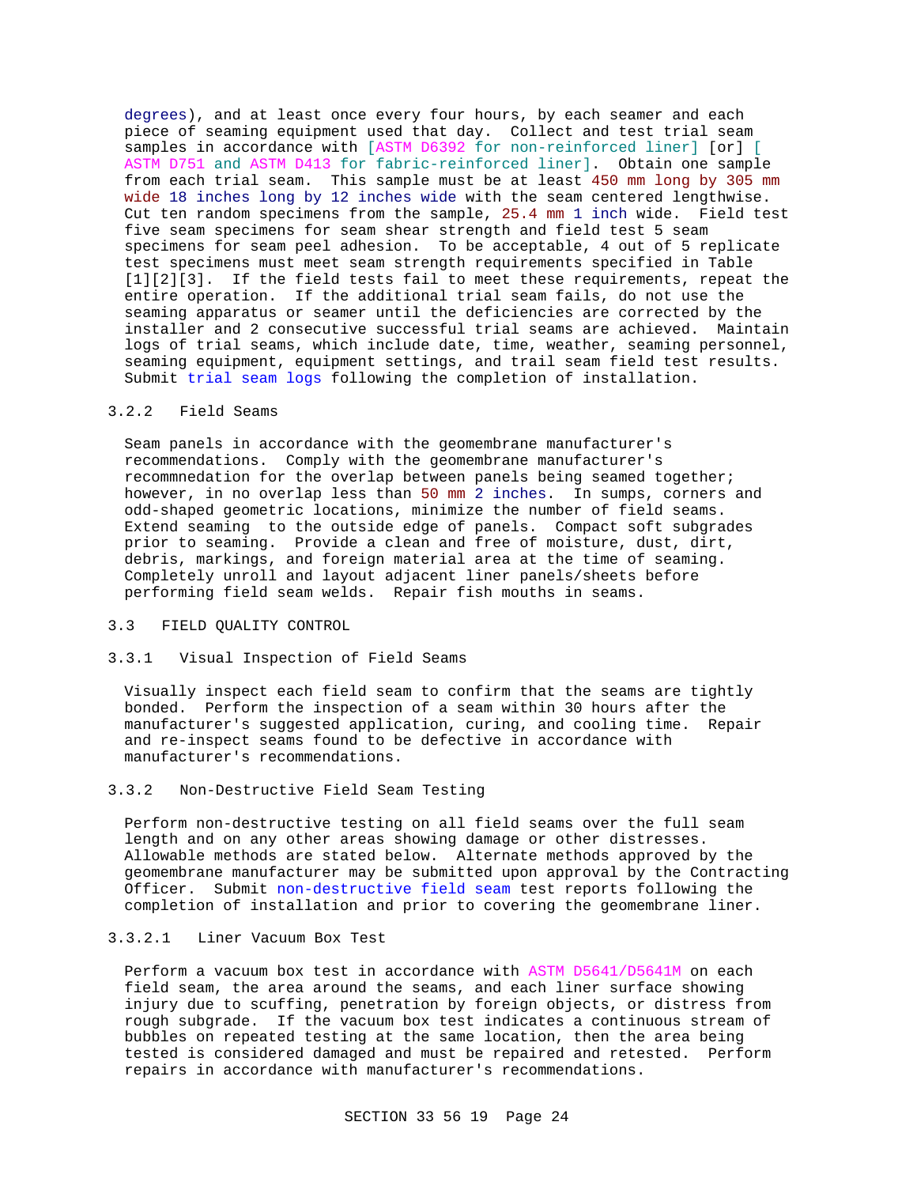degrees), and at least once every four hours, by each seamer and each piece of seaming equipment used that day. Collect and test trial seam samples in accordance with [ASTM D6392 for non-reinforced liner] [or] [ ASTM D751 and ASTM D413 for fabric-reinforced liner]. Obtain one sample from each trial seam. This sample must be at least 450 mm long by 305 mm wide 18 inches long by 12 inches wide with the seam centered lengthwise. Cut ten random specimens from the sample, 25.4 mm 1 inch wide. Field test five seam specimens for seam shear strength and field test 5 seam specimens for seam peel adhesion. To be acceptable, 4 out of 5 replicate test specimens must meet seam strength requirements specified in Table [1][2][3]. If the field tests fail to meet these requirements, repeat the entire operation. If the additional trial seam fails, do not use the seaming apparatus or seamer until the deficiencies are corrected by the installer and 2 consecutive successful trial seams are achieved. Maintain logs of trial seams, which include date, time, weather, seaming personnel, seaming equipment, equipment settings, and trail seam field test results. Submit trial seam logs following the completion of installation.

### 3.2.2 Field Seams

Seam panels in accordance with the geomembrane manufacturer's recommendations. Comply with the geomembrane manufacturer's recommnedation for the overlap between panels being seamed together; however, in no overlap less than 50 mm 2 inches. In sumps, corners and odd-shaped geometric locations, minimize the number of field seams. Extend seaming to the outside edge of panels. Compact soft subgrades prior to seaming. Provide a clean and free of moisture, dust, dirt, debris, markings, and foreign material area at the time of seaming. Completely unroll and layout adjacent liner panels/sheets before performing field seam welds. Repair fish mouths in seams.

## 3.3 FIELD QUALITY CONTROL

### 3.3.1 Visual Inspection of Field Seams

Visually inspect each field seam to confirm that the seams are tightly bonded. Perform the inspection of a seam within 30 hours after the manufacturer's suggested application, curing, and cooling time. Repair and re-inspect seams found to be defective in accordance with manufacturer's recommendations.

### 3.3.2 Non-Destructive Field Seam Testing

Perform non-destructive testing on all field seams over the full seam length and on any other areas showing damage or other distresses. Allowable methods are stated below. Alternate methods approved by the geomembrane manufacturer may be submitted upon approval by the Contracting Officer. Submit non-destructive field seam test reports following the completion of installation and prior to covering the geomembrane liner.

#### 3.3.2.1 Liner Vacuum Box Test

Perform a vacuum box test in accordance with ASTM D5641/D5641M on each field seam, the area around the seams, and each liner surface showing injury due to scuffing, penetration by foreign objects, or distress from rough subgrade. If the vacuum box test indicates a continuous stream of bubbles on repeated testing at the same location, then the area being tested is considered damaged and must be repaired and retested. Perform repairs in accordance with manufacturer's recommendations.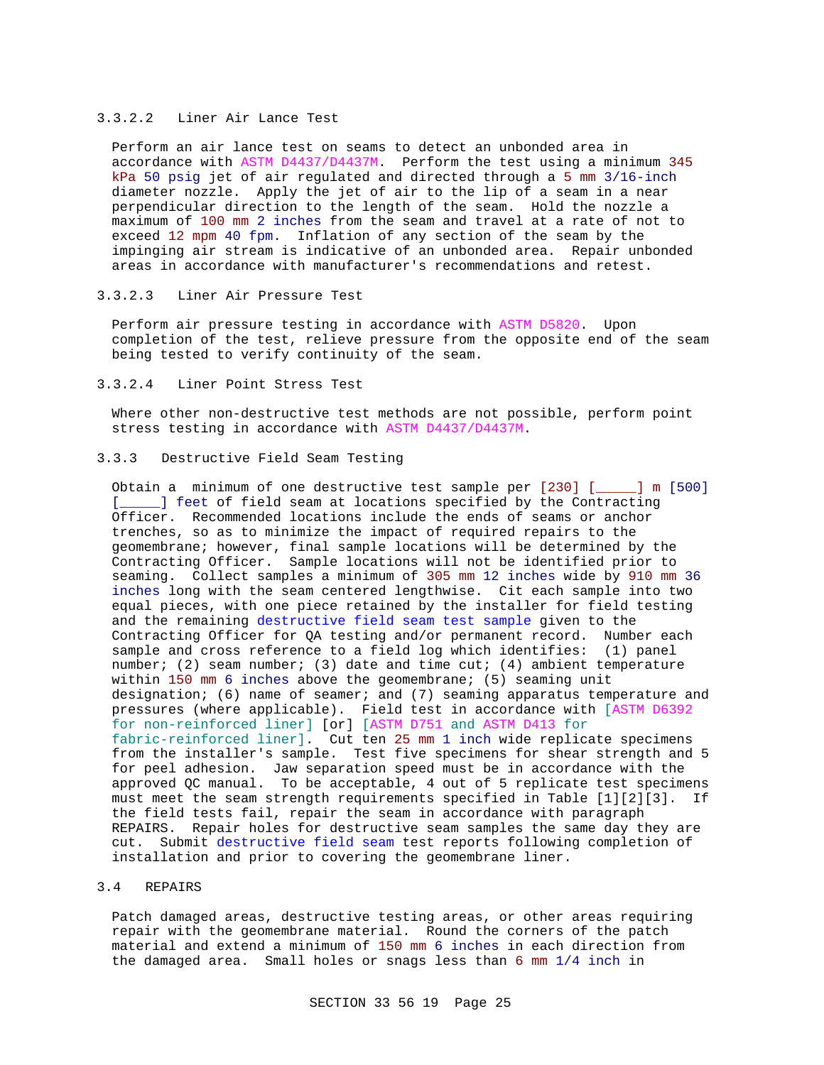#### 3.3.2.2 Liner Air Lance Test

Perform an air lance test on seams to detect an unbonded area in accordance with ASTM D4437/D4437M. Perform the test using a minimum 345 kPa 50 psig jet of air regulated and directed through a 5 mm 3/16-inch diameter nozzle. Apply the jet of air to the lip of a seam in a near perpendicular direction to the length of the seam. Hold the nozzle a maximum of 100 mm 2 inches from the seam and travel at a rate of not to exceed 12 mpm 40 fpm. Inflation of any section of the seam by the impinging air stream is indicative of an unbonded area. Repair unbonded areas in accordance with manufacturer's recommendations and retest.

#### 3.3.2.3 Liner Air Pressure Test

Perform air pressure testing in accordance with ASTM D5820. Upon completion of the test, relieve pressure from the opposite end of the seam being tested to verify continuity of the seam.

#### 3.3.2.4 Liner Point Stress Test

Where other non-destructive test methods are not possible, perform point stress testing in accordance with ASTM D4437/D4437M.

### 3.3.3 Destructive Field Seam Testing

Obtain a minimum of one destructive test sample per [230] [_____] m [500] [_____] feet of field seam at locations specified by the Contracting Officer. Recommended locations include the ends of seams or anchor trenches, so as to minimize the impact of required repairs to the geomembrane; however, final sample locations will be determined by the Contracting Officer. Sample locations will not be identified prior to seaming. Collect samples a minimum of 305 mm 12 inches wide by 910 mm 36 inches long with the seam centered lengthwise. Cit each sample into two equal pieces, with one piece retained by the installer for field testing and the remaining destructive field seam test sample given to the Contracting Officer for QA testing and/or permanent record. Number each sample and cross reference to a field log which identifies: (1) panel number; (2) seam number; (3) date and time cut; (4) ambient temperature within 150 mm 6 inches above the geomembrane; (5) seaming unit designation; (6) name of seamer; and (7) seaming apparatus temperature and pressures (where applicable). Field test in accordance with [ASTM D6392 for non-reinforced liner] [or] [ASTM D751 and ASTM D413 for fabric-reinforced liner]. Cut ten 25 mm 1 inch wide replicate specimens from the installer's sample. Test five specimens for shear strength and 5 for peel adhesion. Jaw separation speed must be in accordance with the approved QC manual. To be acceptable, 4 out of 5 replicate test specimens must meet the seam strength requirements specified in Table [1][2][3]. If the field tests fail, repair the seam in accordance with paragraph REPAIRS. Repair holes for destructive seam samples the same day they are cut. Submit destructive field seam test reports following completion of installation and prior to covering the geomembrane liner.

## 3.4 REPAIRS

Patch damaged areas, destructive testing areas, or other areas requiring repair with the geomembrane material. Round the corners of the patch material and extend a minimum of 150 mm 6 inches in each direction from the damaged area. Small holes or snags less than 6 mm 1/4 inch in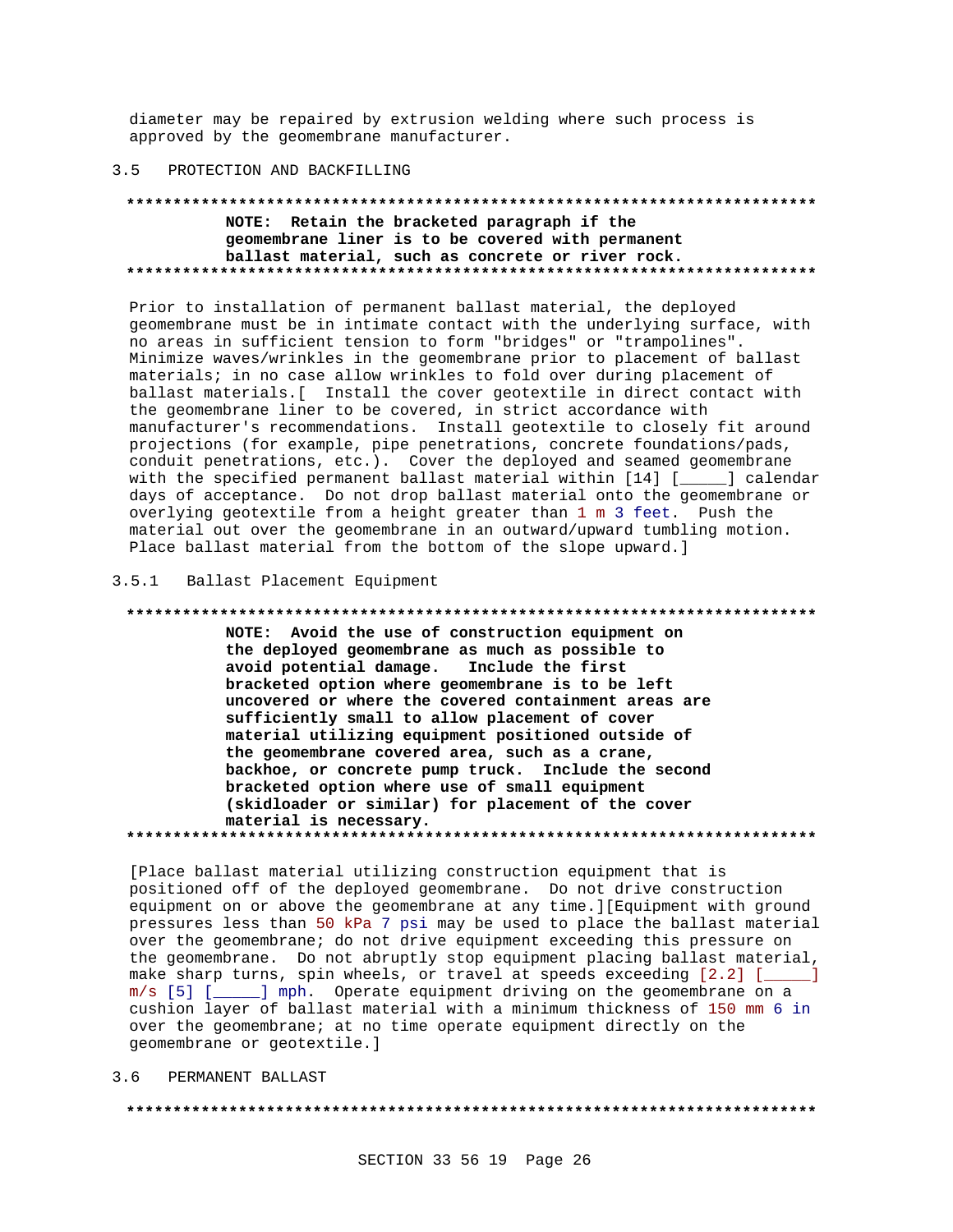diameter may be repaired by extrusion welding where such process is approved by the geomembrane manufacturer.

## 3.5 PROTECTION AND BACKFILLING

**************************************************************************

**NOTE: Retain the bracketed paragraph if the geomembrane liner is to be covered with permanent ballast material, such as concrete or river rock.**

**************************************************************************

Prior to installation of permanent ballast material, the deployed geomembrane must be in intimate contact with the underlying surface, with no areas in sufficient tension to form "bridges" or "trampolines". Minimize waves/wrinkles in the geomembrane prior to placement of ballast materials; in no case allow wrinkles to fold over during placement of ballast materials.[ Install the cover geotextile in direct contact with the geomembrane liner to be covered, in strict accordance with manufacturer's recommendations. Install geotextile to closely fit around projections (for example, pipe penetrations, concrete foundations/pads, conduit penetrations, etc.). Cover the deployed and seamed geomembrane with the specified permanent ballast material within [14] [_____] calendar days of acceptance. Do not drop ballast material onto the geomembrane or overlying geotextile from a height greater than 1 m 3 feet. Push the material out over the geomembrane in an outward/upward tumbling motion. Place ballast material from the bottom of the slope upward.]

### 3.5.1 Ballast Placement Equipment

**************************************************************************

**NOTE: Avoid the use of construction equipment on the deployed geomembrane as much as possible to avoid potential damage. Include the first bracketed option where geomembrane is to be left uncovered or where the covered containment areas are sufficiently small to allow placement of cover material utilizing equipment positioned outside of the geomembrane covered area, such as a crane, backhoe, or concrete pump truck. Include the second bracketed option where use of small equipment (skidloader or similar) for placement of the cover material is necessary.**

**************************************************************************

[Place ballast material utilizing construction equipment that is positioned off of the deployed geomembrane. Do not drive construction equipment on or above the geomembrane at any time.][Equipment with ground pressures less than 50 kPa 7 psi may be used to place the ballast material over the geomembrane; do not drive equipment exceeding this pressure on the geomembrane. Do not abruptly stop equipment placing ballast material, make sharp turns, spin wheels, or travel at speeds exceeding [2.2] [_____] m/s [5] [_____] mph. Operate equipment driving on the geomembrane on a cushion layer of ballast material with a minimum thickness of 150 mm 6 in over the geomembrane; at no time operate equipment directly on the geomembrane or geotextile.]

## 3.6 PERMANENT BALLAST

**************************************************************************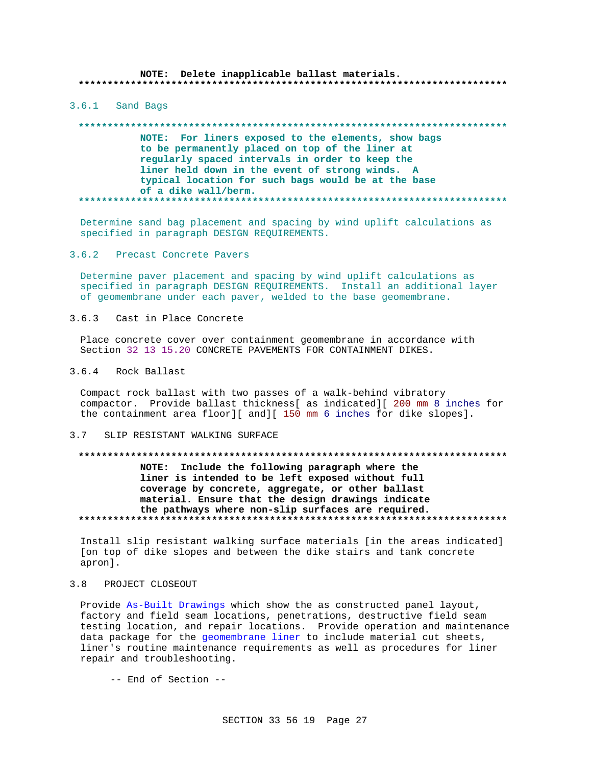NOTE: Delete inapplicable ballast materials.
**************************************************************************

### 3.6.1 Sand Bags

**************************************************************************
NOTE: For liners exposed to the elements, show bags to be permanently placed on top of the liner at regularly spaced intervals in order to keep the liner held down in the event of strong winds. A typical location for such bags would be at the base of a dike wall/berm.
**************************************************************************

Determine sand bag placement and spacing by wind uplift calculations as specified in paragraph DESIGN REQUIREMENTS.

### 3.6.2 Precast Concrete Pavers

Determine paver placement and spacing by wind uplift calculations as specified in paragraph DESIGN REQUIREMENTS. Install an additional layer of geomembrane under each paver, welded to the base geomembrane.

### 3.6.3 Cast in Place Concrete

Place concrete cover over containment geomembrane in accordance with Section 32 13 15.20 CONCRETE PAVEMENTS FOR CONTAINMENT DIKES.

### 3.6.4 Rock Ballast

Compact rock ballast with two passes of a walk-behind vibratory compactor. Provide ballast thickness[ as indicated][ 200 mm 8 inches for the containment area floor][ and][ 150 mm 6 inches for dike slopes].

## 3.7 SLIP RESISTANT WALKING SURFACE

**************************************************************************
NOTE: Include the following paragraph where the liner is intended to be left exposed without full coverage by concrete, aggregate, or other ballast material. Ensure that the design drawings indicate the pathways where non-slip surfaces are required.
**************************************************************************

Install slip resistant walking surface materials [in the areas indicated] [on top of dike slopes and between the dike stairs and tank concrete apron].

## 3.8 PROJECT CLOSEOUT

Provide As-Built Drawings which show the as constructed panel layout, factory and field seam locations, penetrations, destructive field seam testing location, and repair locations. Provide operation and maintenance data package for the geomembrane liner to include material cut sheets, liner's routine maintenance requirements as well as procedures for liner repair and troubleshooting.

-- End of Section --